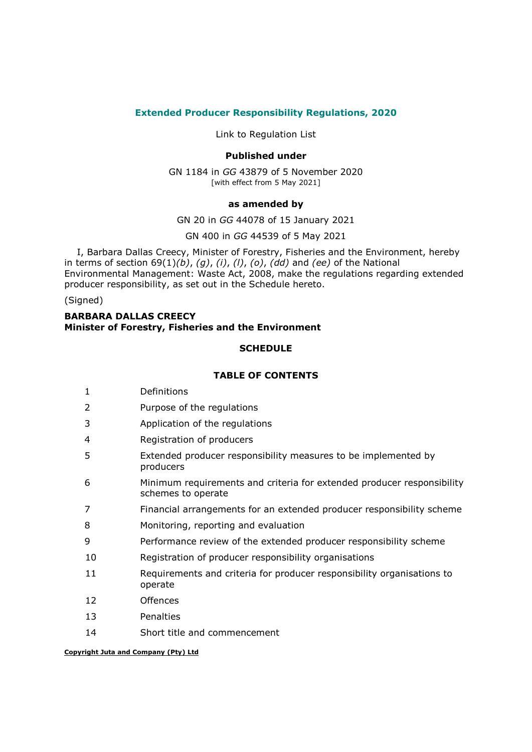# Extended Producer Responsibility Regulations, 2020

Link to Regulation List

**Published under**

GN 1184 in *GG* 43879 of 5 November 2020
[with effect from 5 May 2021]

**as amended by**

GN 20 in *GG* 44078 of 15 January 2021

GN 400 in *GG* 44539 of 5 May 2021

I, Barbara Dallas Creecy, Minister of Forestry, Fisheries and the Environment, hereby in terms of section 69(1)*(b)*, *(g)*, *(i)*, *(l)*, *(o)*, *(dd)* and *(ee)* of the National Environmental Management: Waste Act, 2008, make the regulations regarding extended producer responsibility, as set out in the Schedule hereto.

(Signed)

**BARBARA DALLAS CREECY**
**Minister of Forestry, Fisheries and the Environment**

**SCHEDULE**

**TABLE OF CONTENTS**

| | |
|---|---|
| 1 | Definitions |
| 2 | Purpose of the regulations |
| 3 | Application of the regulations |
| 4 | Registration of producers |
| 5 | Extended producer responsibility measures to be implemented by producers |
| 6 | Minimum requirements and criteria for extended producer responsibility schemes to operate |
| 7 | Financial arrangements for an extended producer responsibility scheme |
| 8 | Monitoring, reporting and evaluation |
| 9 | Performance review of the extended producer responsibility scheme |
| 10 | Registration of producer responsibility organisations |
| 11 | Requirements and criteria for producer responsibility organisations to operate |
| 12 | Offences |
| 13 | Penalties |
| 14 | Short title and commencement |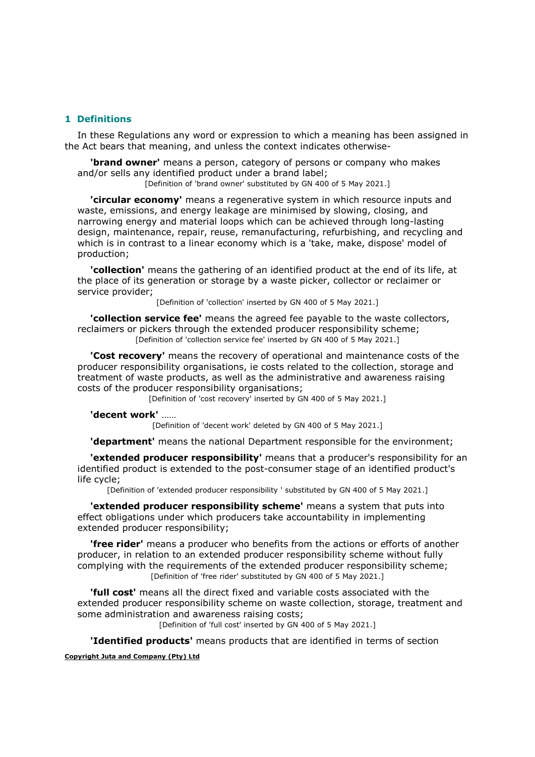## 1 Definitions

In these Regulations any word or expression to which a meaning has been assigned in the Act bears that meaning, and unless the context indicates otherwise-

**'brand owner'** means a person, category of persons or company who makes and/or sells any identified product under a brand label;

[Definition of 'brand owner' substituted by GN 400 of 5 May 2021.]

**'circular economy'** means a regenerative system in which resource inputs and waste, emissions, and energy leakage are minimised by slowing, closing, and narrowing energy and material loops which can be achieved through long-lasting design, maintenance, repair, reuse, remanufacturing, refurbishing, and recycling and which is in contrast to a linear economy which is a 'take, make, dispose' model of production;

**'collection'** means the gathering of an identified product at the end of its life, at the place of its generation or storage by a waste picker, collector or reclaimer or service provider;

[Definition of 'collection' inserted by GN 400 of 5 May 2021.]

**'collection service fee'** means the agreed fee payable to the waste collectors, reclaimers or pickers through the extended producer responsibility scheme;

[Definition of 'collection service fee' inserted by GN 400 of 5 May 2021.]

**'Cost recovery'** means the recovery of operational and maintenance costs of the producer responsibility organisations, ie costs related to the collection, storage and treatment of waste products, as well as the administrative and awareness raising costs of the producer responsibility organisations;

[Definition of 'cost recovery' inserted by GN 400 of 5 May 2021.]

**'decent work'** ......

[Definition of 'decent work' deleted by GN 400 of 5 May 2021.]

**'department'** means the national Department responsible for the environment;

**'extended producer responsibility'** means that a producer's responsibility for an identified product is extended to the post-consumer stage of an identified product's life cycle;

[Definition of 'extended producer responsibility ' substituted by GN 400 of 5 May 2021.]

**'extended producer responsibility scheme'** means a system that puts into effect obligations under which producers take accountability in implementing extended producer responsibility;

**'free rider'** means a producer who benefits from the actions or efforts of another producer, in relation to an extended producer responsibility scheme without fully complying with the requirements of the extended producer responsibility scheme;

[Definition of 'free rider' substituted by GN 400 of 5 May 2021.]

**'full cost'** means all the direct fixed and variable costs associated with the extended producer responsibility scheme on waste collection, storage, treatment and some administration and awareness raising costs;

[Definition of 'full cost' inserted by GN 400 of 5 May 2021.]

**'Identified products'** means products that are identified in terms of section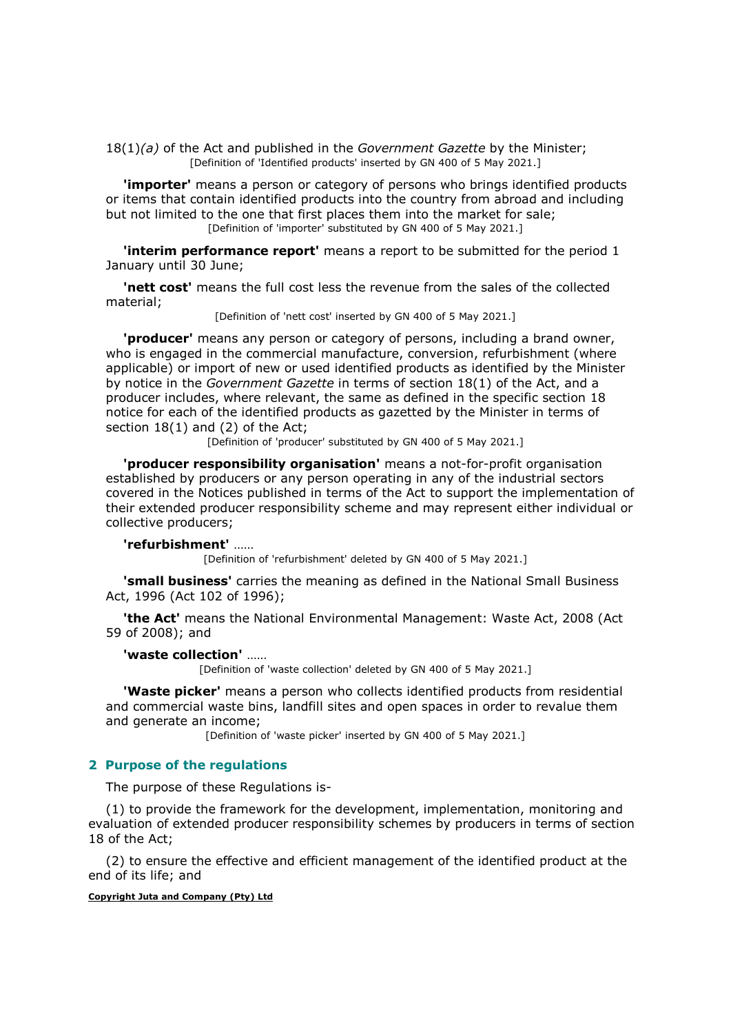18(1)*(a)* of the Act and published in the *Government Gazette* by the Minister;

[Definition of 'Identified products' inserted by GN 400 of 5 May 2021.]

**'importer'** means a person or category of persons who brings identified products or items that contain identified products into the country from abroad and including but not limited to the one that first places them into the market for sale;

[Definition of 'importer' substituted by GN 400 of 5 May 2021.]

**'interim performance report'** means a report to be submitted for the period 1 January until 30 June;

**'nett cost'** means the full cost less the revenue from the sales of the collected material;

[Definition of 'nett cost' inserted by GN 400 of 5 May 2021.]

**'producer'** means any person or category of persons, including a brand owner, who is engaged in the commercial manufacture, conversion, refurbishment (where applicable) or import of new or used identified products as identified by the Minister by notice in the *Government Gazette* in terms of section 18(1) of the Act, and a producer includes, where relevant, the same as defined in the specific section 18 notice for each of the identified products as gazetted by the Minister in terms of section 18(1) and (2) of the Act;

[Definition of 'producer' substituted by GN 400 of 5 May 2021.]

**'producer responsibility organisation'** means a not-for-profit organisation established by producers or any person operating in any of the industrial sectors covered in the Notices published in terms of the Act to support the implementation of their extended producer responsibility scheme and may represent either individual or collective producers;

**'refurbishment'** ......

[Definition of 'refurbishment' deleted by GN 400 of 5 May 2021.]

**'small business'** carries the meaning as defined in the National Small Business Act, 1996 (Act 102 of 1996);

**'the Act'** means the National Environmental Management: Waste Act, 2008 (Act 59 of 2008); and

**'waste collection'** ......

[Definition of 'waste collection' deleted by GN 400 of 5 May 2021.]

**'Waste picker'** means a person who collects identified products from residential and commercial waste bins, landfill sites and open spaces in order to revalue them and generate an income;

[Definition of 'waste picker' inserted by GN 400 of 5 May 2021.]

## 2 Purpose of the regulations

The purpose of these Regulations is-

(1) to provide the framework for the development, implementation, monitoring and evaluation of extended producer responsibility schemes by producers in terms of section 18 of the Act;

(2) to ensure the effective and efficient management of the identified product at the end of its life; and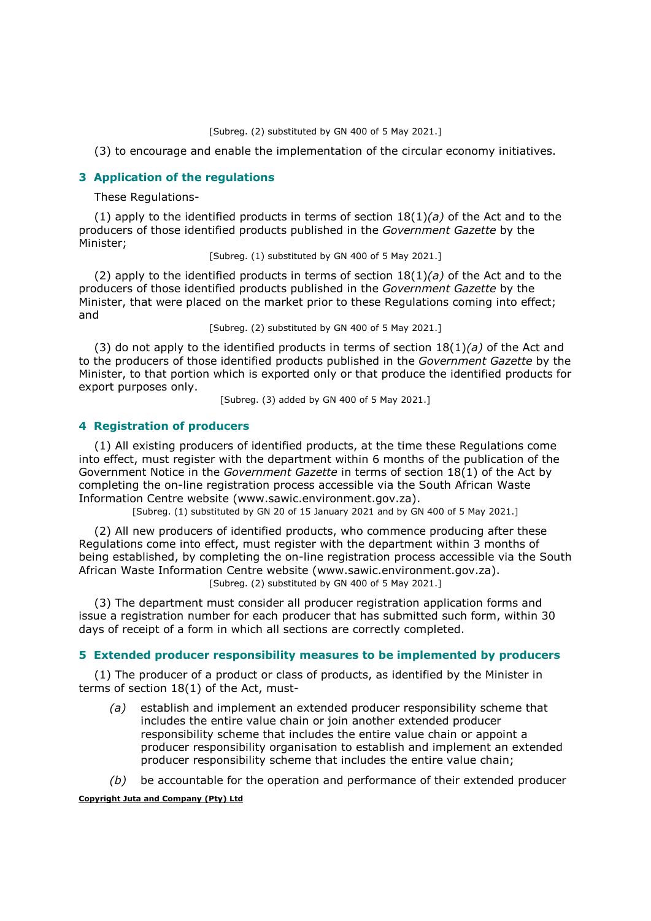[Subreg. (2) substituted by GN 400 of 5 May 2021.]

(3) to encourage and enable the implementation of the circular economy initiatives.

### 3 Application of the regulations

These Regulations-

(1) apply to the identified products in terms of section 18(1)*(a)* of the Act and to the producers of those identified products published in the *Government Gazette* by the Minister;

[Subreg. (1) substituted by GN 400 of 5 May 2021.]

(2) apply to the identified products in terms of section 18(1)*(a)* of the Act and to the producers of those identified products published in the *Government Gazette* by the Minister, that were placed on the market prior to these Regulations coming into effect; and

[Subreg. (2) substituted by GN 400 of 5 May 2021.]

(3) do not apply to the identified products in terms of section 18(1)*(a)* of the Act and to the producers of those identified products published in the *Government Gazette* by the Minister, to that portion which is exported only or that produce the identified products for export purposes only.

[Subreg. (3) added by GN 400 of 5 May 2021.]

### 4 Registration of producers

(1) All existing producers of identified products, at the time these Regulations come into effect, must register with the department within 6 months of the publication of the Government Notice in the *Government Gazette* in terms of section 18(1) of the Act by completing the on-line registration process accessible via the South African Waste Information Centre website (www.sawic.environment.gov.za).

[Subreg. (1) substituted by GN 20 of 15 January 2021 and by GN 400 of 5 May 2021.]

(2) All new producers of identified products, who commence producing after these Regulations come into effect, must register with the department within 3 months of being established, by completing the on-line registration process accessible via the South African Waste Information Centre website (www.sawic.environment.gov.za).

[Subreg. (2) substituted by GN 400 of 5 May 2021.]

(3) The department must consider all producer registration application forms and issue a registration number for each producer that has submitted such form, within 30 days of receipt of a form in which all sections are correctly completed.

### 5 Extended producer responsibility measures to be implemented by producers

(1) The producer of a product or class of products, as identified by the Minister in terms of section 18(1) of the Act, must-

*(a)* establish and implement an extended producer responsibility scheme that includes the entire value chain or join another extended producer responsibility scheme that includes the entire value chain or appoint a producer responsibility organisation to establish and implement an extended producer responsibility scheme that includes the entire value chain;

*(b)* be accountable for the operation and performance of their extended producer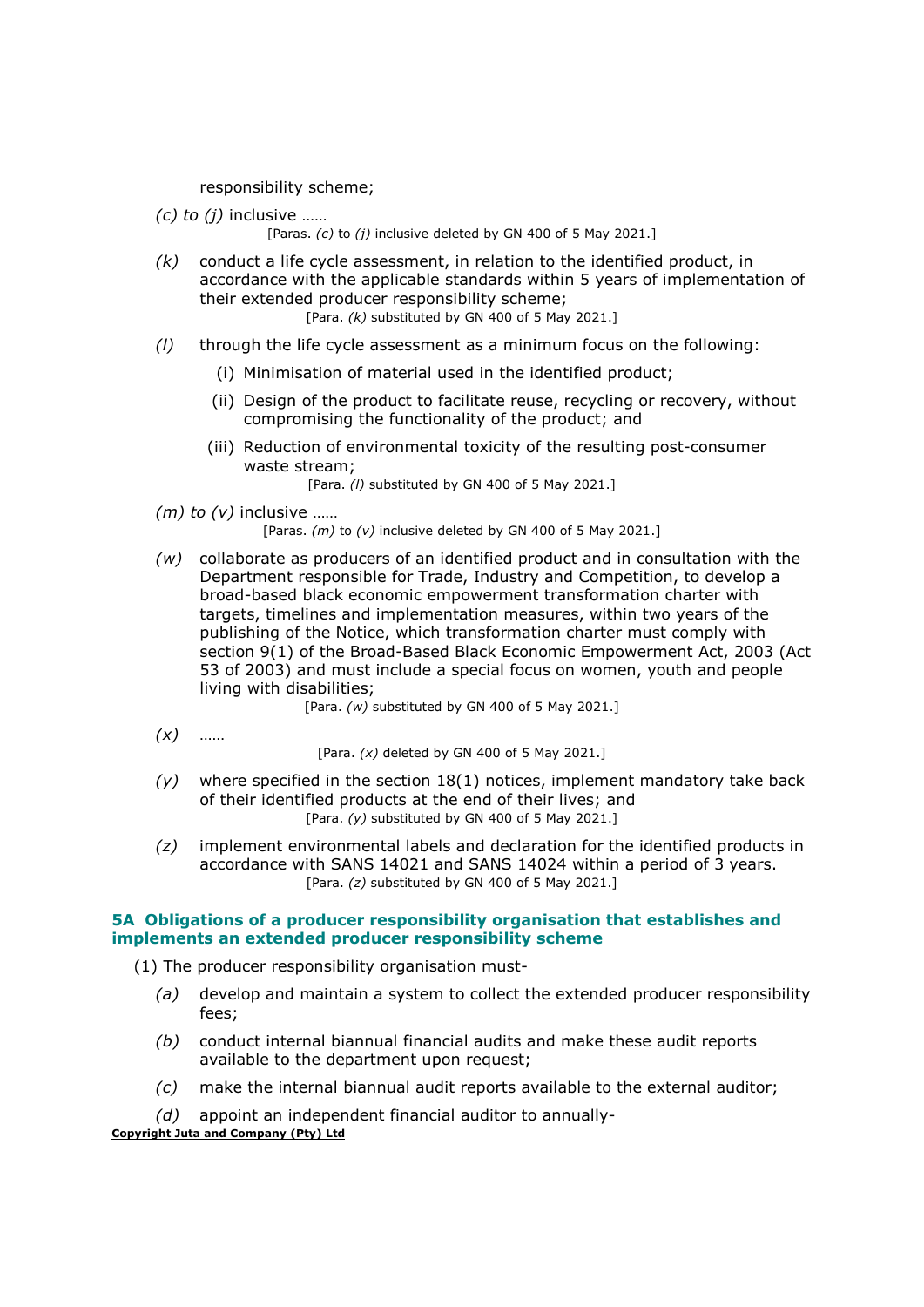responsibility scheme;

*(c) to (j)* inclusive ......

[Paras. *(c)* to *(j)* inclusive deleted by GN 400 of 5 May 2021.]

*(k)* conduct a life cycle assessment, in relation to the identified product, in accordance with the applicable standards within 5 years of implementation of their extended producer responsibility scheme;

[Para. *(k)* substituted by GN 400 of 5 May 2021.]

*(l)* through the life cycle assessment as a minimum focus on the following:

(i) Minimisation of material used in the identified product;

(ii) Design of the product to facilitate reuse, recycling or recovery, without compromising the functionality of the product; and

(iii) Reduction of environmental toxicity of the resulting post-consumer waste stream;

[Para. *(l)* substituted by GN 400 of 5 May 2021.]

*(m) to (v)* inclusive ......

[Paras. *(m)* to *(v)* inclusive deleted by GN 400 of 5 May 2021.]

*(w)* collaborate as producers of an identified product and in consultation with the Department responsible for Trade, Industry and Competition, to develop a broad-based black economic empowerment transformation charter with targets, timelines and implementation measures, within two years of the publishing of the Notice, which transformation charter must comply with section 9(1) of the Broad-Based Black Economic Empowerment Act, 2003 (Act 53 of 2003) and must include a special focus on women, youth and people living with disabilities;

[Para. *(w)* substituted by GN 400 of 5 May 2021.]

*(x)* ......

[Para. *(x)* deleted by GN 400 of 5 May 2021.]

*(y)* where specified in the section 18(1) notices, implement mandatory take back of their identified products at the end of their lives; and

[Para. *(y)* substituted by GN 400 of 5 May 2021.]

*(z)* implement environmental labels and declaration for the identified products in accordance with SANS 14021 and SANS 14024 within a period of 3 years.

[Para. *(z)* substituted by GN 400 of 5 May 2021.]

### 5A Obligations of a producer responsibility organisation that establishes and implements an extended producer responsibility scheme

(1) The producer responsibility organisation must-

*(a)* develop and maintain a system to collect the extended producer responsibility fees;

*(b)* conduct internal biannual financial audits and make these audit reports available to the department upon request;

*(c)* make the internal biannual audit reports available to the external auditor;

*(d)* appoint an independent financial auditor to annually-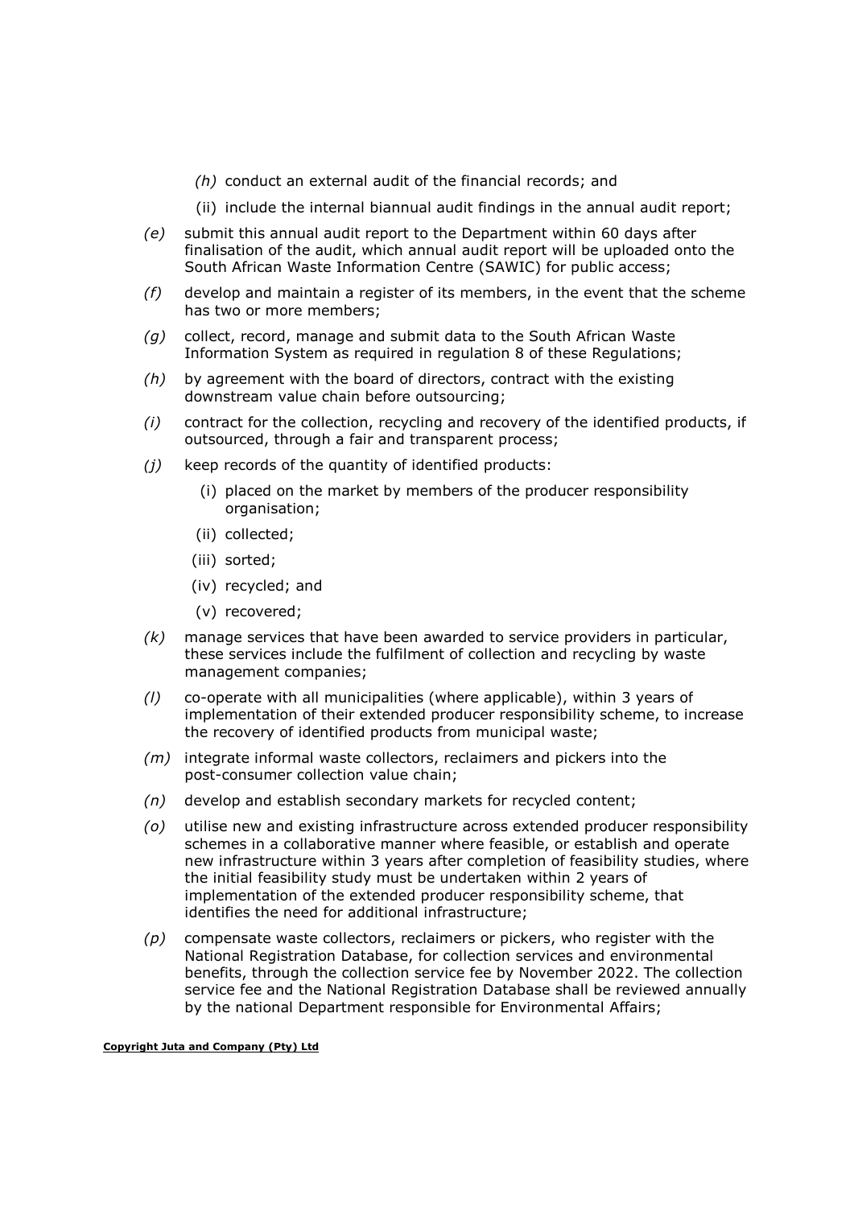*(h)* conduct an external audit of the financial records; and

(ii) include the internal biannual audit findings in the annual audit report;

*(e)* submit this annual audit report to the Department within 60 days after finalisation of the audit, which annual audit report will be uploaded onto the South African Waste Information Centre (SAWIC) for public access;

*(f)* develop and maintain a register of its members, in the event that the scheme has two or more members;

*(g)* collect, record, manage and submit data to the South African Waste Information System as required in regulation 8 of these Regulations;

*(h)* by agreement with the board of directors, contract with the existing downstream value chain before outsourcing;

*(i)* contract for the collection, recycling and recovery of the identified products, if outsourced, through a fair and transparent process;

*(j)* keep records of the quantity of identified products:

(i) placed on the market by members of the producer responsibility organisation;

(ii) collected;

(iii) sorted;

(iv) recycled; and

(v) recovered;

*(k)* manage services that have been awarded to service providers in particular, these services include the fulfilment of collection and recycling by waste management companies;

*(l)* co-operate with all municipalities (where applicable), within 3 years of implementation of their extended producer responsibility scheme, to increase the recovery of identified products from municipal waste;

*(m)* integrate informal waste collectors, reclaimers and pickers into the post-consumer collection value chain;

*(n)* develop and establish secondary markets for recycled content;

*(o)* utilise new and existing infrastructure across extended producer responsibility schemes in a collaborative manner where feasible, or establish and operate new infrastructure within 3 years after completion of feasibility studies, where the initial feasibility study must be undertaken within 2 years of implementation of the extended producer responsibility scheme, that identifies the need for additional infrastructure;

*(p)* compensate waste collectors, reclaimers or pickers, who register with the National Registration Database, for collection services and environmental benefits, through the collection service fee by November 2022. The collection service fee and the National Registration Database shall be reviewed annually by the national Department responsible for Environmental Affairs;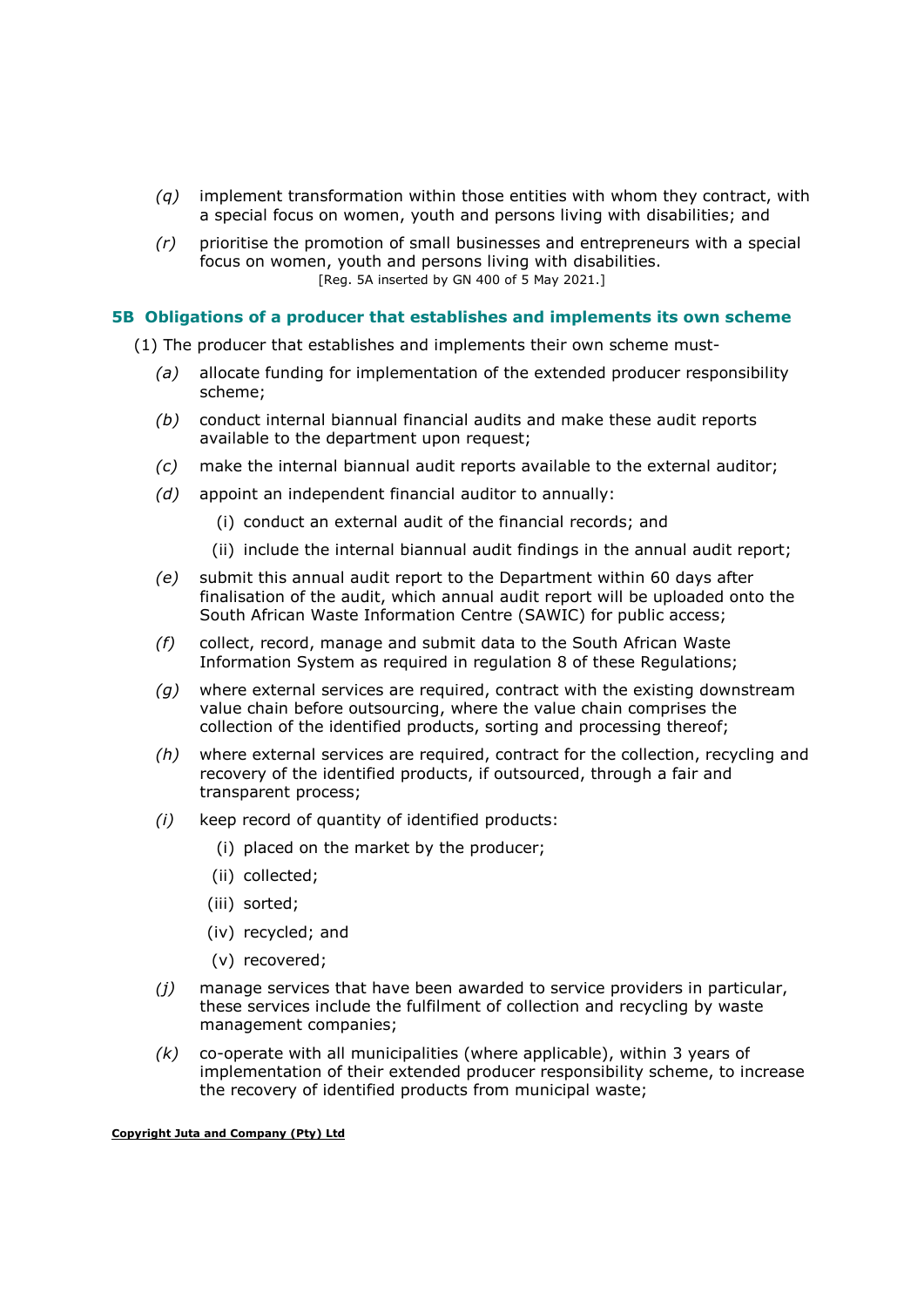*(q)* implement transformation within those entities with whom they contract, with a special focus on women, youth and persons living with disabilities; and

*(r)* prioritise the promotion of small businesses and entrepreneurs with a special focus on women, youth and persons living with disabilities.

[Reg. 5A inserted by GN 400 of 5 May 2021.]

### 5B Obligations of a producer that establishes and implements its own scheme

(1) The producer that establishes and implements their own scheme must-

*(a)* allocate funding for implementation of the extended producer responsibility scheme;

*(b)* conduct internal biannual financial audits and make these audit reports available to the department upon request;

*(c)* make the internal biannual audit reports available to the external auditor;

*(d)* appoint an independent financial auditor to annually:

(i) conduct an external audit of the financial records; and

(ii) include the internal biannual audit findings in the annual audit report;

*(e)* submit this annual audit report to the Department within 60 days after finalisation of the audit, which annual audit report will be uploaded onto the South African Waste Information Centre (SAWIC) for public access;

*(f)* collect, record, manage and submit data to the South African Waste Information System as required in regulation 8 of these Regulations;

*(g)* where external services are required, contract with the existing downstream value chain before outsourcing, where the value chain comprises the collection of the identified products, sorting and processing thereof;

*(h)* where external services are required, contract for the collection, recycling and recovery of the identified products, if outsourced, through a fair and transparent process;

*(i)* keep record of quantity of identified products:

(i) placed on the market by the producer;

(ii) collected;

(iii) sorted;

(iv) recycled; and

(v) recovered;

*(j)* manage services that have been awarded to service providers in particular, these services include the fulfilment of collection and recycling by waste management companies;

*(k)* co-operate with all municipalities (where applicable), within 3 years of implementation of their extended producer responsibility scheme, to increase the recovery of identified products from municipal waste;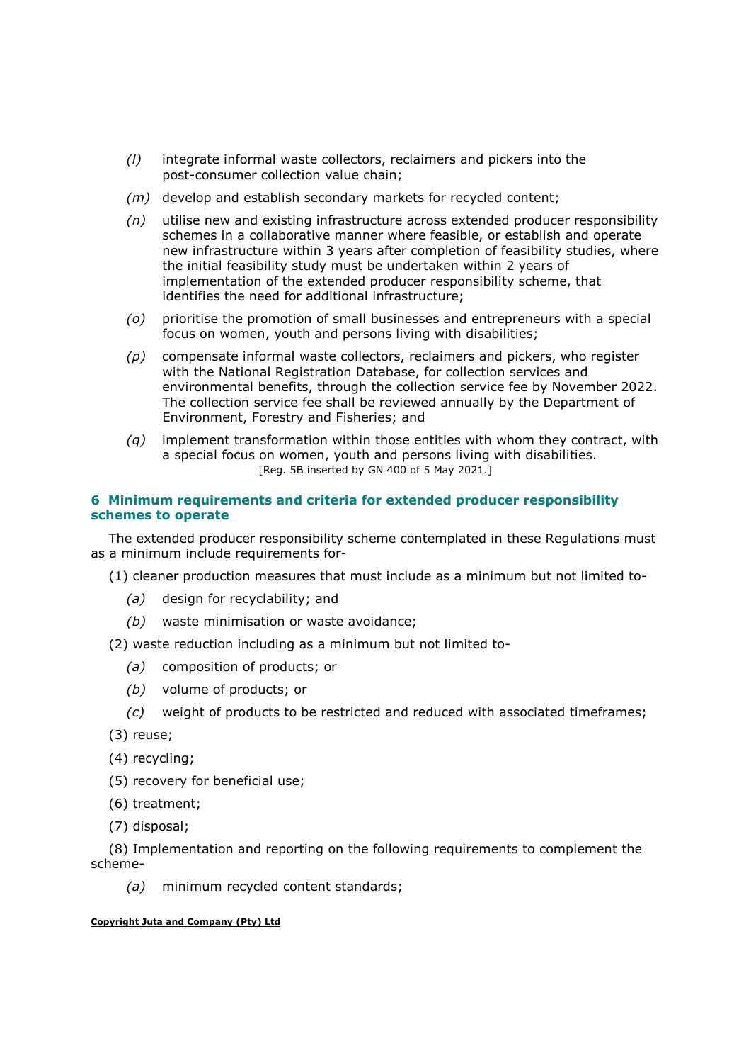*(l)* integrate informal waste collectors, reclaimers and pickers into the post-consumer collection value chain;

*(m)* develop and establish secondary markets for recycled content;

*(n)* utilise new and existing infrastructure across extended producer responsibility schemes in a collaborative manner where feasible, or establish and operate new infrastructure within 3 years after completion of feasibility studies, where the initial feasibility study must be undertaken within 2 years of implementation of the extended producer responsibility scheme, that identifies the need for additional infrastructure;

*(o)* prioritise the promotion of small businesses and entrepreneurs with a special focus on women, youth and persons living with disabilities;

*(p)* compensate informal waste collectors, reclaimers and pickers, who register with the National Registration Database, for collection services and environmental benefits, through the collection service fee by November 2022. The collection service fee shall be reviewed annually by the Department of Environment, Forestry and Fisheries; and

*(q)* implement transformation within those entities with whom they contract, with a special focus on women, youth and persons living with disabilities.

[Reg. 5B inserted by GN 400 of 5 May 2021.]

### 6 Minimum requirements and criteria for extended producer responsibility schemes to operate

The extended producer responsibility scheme contemplated in these Regulations must as a minimum include requirements for-

(1) cleaner production measures that must include as a minimum but not limited to-

*(a)* design for recyclability; and

*(b)* waste minimisation or waste avoidance;

(2) waste reduction including as a minimum but not limited to-

*(a)* composition of products; or

*(b)* volume of products; or

*(c)* weight of products to be restricted and reduced with associated timeframes;

(3) reuse;

(4) recycling;

(5) recovery for beneficial use;

(6) treatment;

(7) disposal;

(8) Implementation and reporting on the following requirements to complement the scheme-

*(a)* minimum recycled content standards;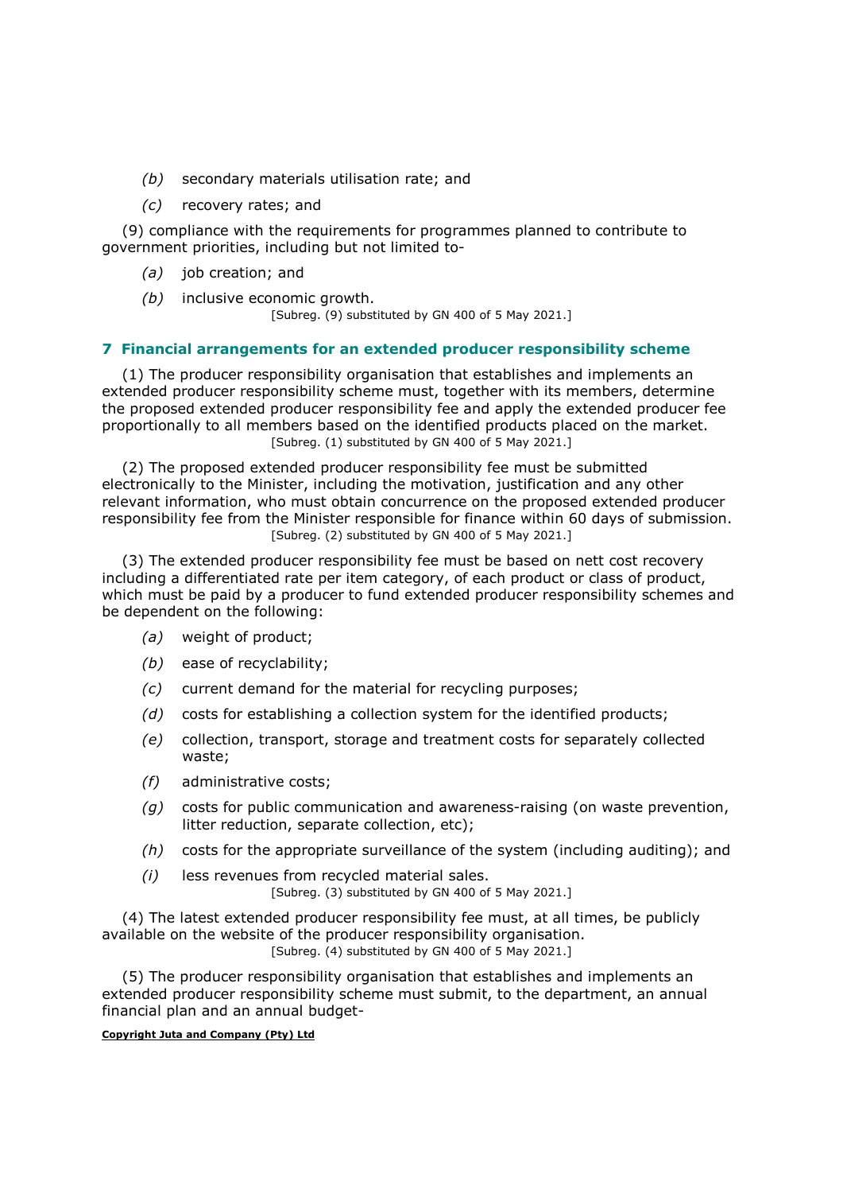*(b)* secondary materials utilisation rate; and

*(c)* recovery rates; and

(9) compliance with the requirements for programmes planned to contribute to government priorities, including but not limited to-

*(a)* job creation; and

*(b)* inclusive economic growth.

[Subreg. (9) substituted by GN 400 of 5 May 2021.]

## 7 Financial arrangements for an extended producer responsibility scheme

(1) The producer responsibility organisation that establishes and implements an extended producer responsibility scheme must, together with its members, determine the proposed extended producer responsibility fee and apply the extended producer fee proportionally to all members based on the identified products placed on the market.

[Subreg. (1) substituted by GN 400 of 5 May 2021.]

(2) The proposed extended producer responsibility fee must be submitted electronically to the Minister, including the motivation, justification and any other relevant information, who must obtain concurrence on the proposed extended producer responsibility fee from the Minister responsible for finance within 60 days of submission.

[Subreg. (2) substituted by GN 400 of 5 May 2021.]

(3) The extended producer responsibility fee must be based on nett cost recovery including a differentiated rate per item category, of each product or class of product, which must be paid by a producer to fund extended producer responsibility schemes and be dependent on the following:

*(a)* weight of product;

*(b)* ease of recyclability;

*(c)* current demand for the material for recycling purposes;

*(d)* costs for establishing a collection system for the identified products;

*(e)* collection, transport, storage and treatment costs for separately collected waste;

*(f)* administrative costs;

*(g)* costs for public communication and awareness-raising (on waste prevention, litter reduction, separate collection, etc);

*(h)* costs for the appropriate surveillance of the system (including auditing); and

*(i)* less revenues from recycled material sales.

[Subreg. (3) substituted by GN 400 of 5 May 2021.]

(4) The latest extended producer responsibility fee must, at all times, be publicly available on the website of the producer responsibility organisation.

[Subreg. (4) substituted by GN 400 of 5 May 2021.]

(5) The producer responsibility organisation that establishes and implements an extended producer responsibility scheme must submit, to the department, an annual financial plan and an annual budget-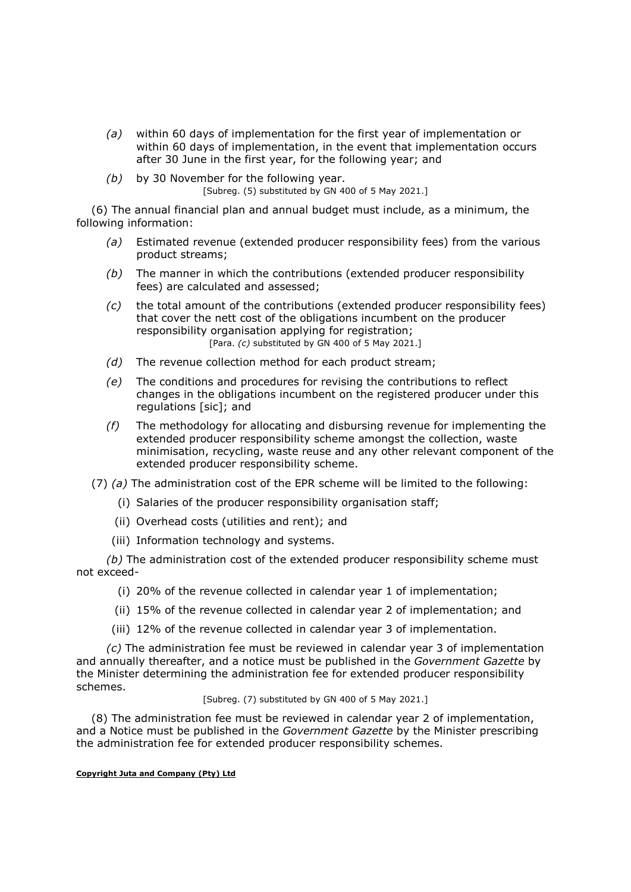*(a)* within 60 days of implementation for the first year of implementation or within 60 days of implementation, in the event that implementation occurs after 30 June in the first year, for the following year; and

*(b)* by 30 November for the following year.

[Subreg. (5) substituted by GN 400 of 5 May 2021.]

(6) The annual financial plan and annual budget must include, as a minimum, the following information:

*(a)* Estimated revenue (extended producer responsibility fees) from the various product streams;

*(b)* The manner in which the contributions (extended producer responsibility fees) are calculated and assessed;

*(c)* the total amount of the contributions (extended producer responsibility fees) that cover the nett cost of the obligations incumbent on the producer responsibility organisation applying for registration;

[Para. *(c)* substituted by GN 400 of 5 May 2021.]

*(d)* The revenue collection method for each product stream;

*(e)* The conditions and procedures for revising the contributions to reflect changes in the obligations incumbent on the registered producer under this regulations [sic]; and

*(f)* The methodology for allocating and disbursing revenue for implementing the extended producer responsibility scheme amongst the collection, waste minimisation, recycling, waste reuse and any other relevant component of the extended producer responsibility scheme.

(7) *(a)* The administration cost of the EPR scheme will be limited to the following:

(i) Salaries of the producer responsibility organisation staff;

(ii) Overhead costs (utilities and rent); and

(iii) Information technology and systems.

*(b)* The administration cost of the extended producer responsibility scheme must not exceed-

(i) 20% of the revenue collected in calendar year 1 of implementation;

(ii) 15% of the revenue collected in calendar year 2 of implementation; and

(iii) 12% of the revenue collected in calendar year 3 of implementation.

*(c)* The administration fee must be reviewed in calendar year 3 of implementation and annually thereafter, and a notice must be published in the *Government Gazette* by the Minister determining the administration fee for extended producer responsibility schemes.

[Subreg. (7) substituted by GN 400 of 5 May 2021.]

(8) The administration fee must be reviewed in calendar year 2 of implementation, and a Notice must be published in the *Government Gazette* by the Minister prescribing the administration fee for extended producer responsibility schemes.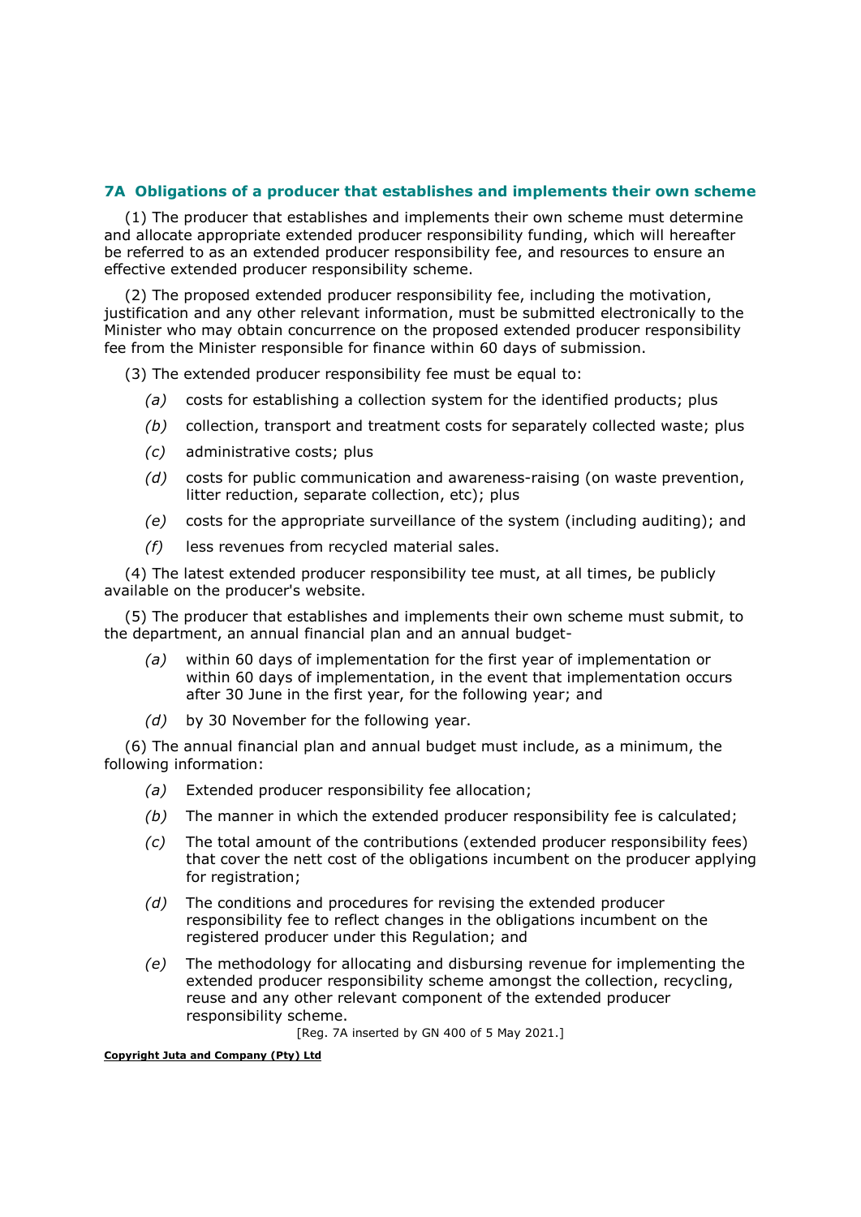### 7A Obligations of a producer that establishes and implements their own scheme

(1) The producer that establishes and implements their own scheme must determine and allocate appropriate extended producer responsibility funding, which will hereafter be referred to as an extended producer responsibility fee, and resources to ensure an effective extended producer responsibility scheme.

(2) The proposed extended producer responsibility fee, including the motivation, justification and any other relevant information, must be submitted electronically to the Minister who may obtain concurrence on the proposed extended producer responsibility fee from the Minister responsible for finance within 60 days of submission.

(3) The extended producer responsibility fee must be equal to:

- *(a)* costs for establishing a collection system for the identified products; plus
- *(b)* collection, transport and treatment costs for separately collected waste; plus
- *(c)* administrative costs; plus
- *(d)* costs for public communication and awareness-raising (on waste prevention, litter reduction, separate collection, etc); plus
- *(e)* costs for the appropriate surveillance of the system (including auditing); and
- *(f)* less revenues from recycled material sales.

(4) The latest extended producer responsibility tee must, at all times, be publicly available on the producer's website.

(5) The producer that establishes and implements their own scheme must submit, to the department, an annual financial plan and an annual budget-

- *(a)* within 60 days of implementation for the first year of implementation or within 60 days of implementation, in the event that implementation occurs after 30 June in the first year, for the following year; and
- *(d)* by 30 November for the following year.

(6) The annual financial plan and annual budget must include, as a minimum, the following information:

- *(a)* Extended producer responsibility fee allocation;
- *(b)* The manner in which the extended producer responsibility fee is calculated;
- *(c)* The total amount of the contributions (extended producer responsibility fees) that cover the nett cost of the obligations incumbent on the producer applying for registration;
- *(d)* The conditions and procedures for revising the extended producer responsibility fee to reflect changes in the obligations incumbent on the registered producer under this Regulation; and
- *(e)* The methodology for allocating and disbursing revenue for implementing the extended producer responsibility scheme amongst the collection, recycling, reuse and any other relevant component of the extended producer responsibility scheme.

[Reg. 7A inserted by GN 400 of 5 May 2021.]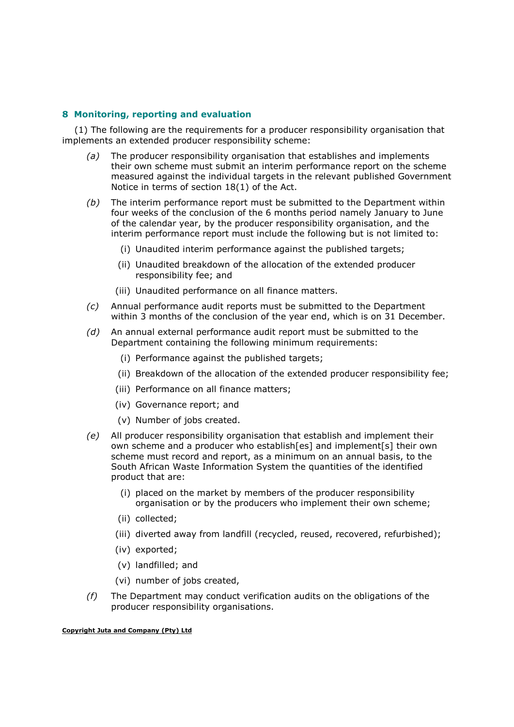## 8 Monitoring, reporting and evaluation

(1) The following are the requirements for a producer responsibility organisation that implements an extended producer responsibility scheme:

*(a)* The producer responsibility organisation that establishes and implements their own scheme must submit an interim performance report on the scheme measured against the individual targets in the relevant published Government Notice in terms of section 18(1) of the Act.

*(b)* The interim performance report must be submitted to the Department within four weeks of the conclusion of the 6 months period namely January to June of the calendar year, by the producer responsibility organisation, and the interim performance report must include the following but is not limited to:

- (i) Unaudited interim performance against the published targets;
- (ii) Unaudited breakdown of the allocation of the extended producer responsibility fee; and
- (iii) Unaudited performance on all finance matters.

*(c)* Annual performance audit reports must be submitted to the Department within 3 months of the conclusion of the year end, which is on 31 December.

*(d)* An annual external performance audit report must be submitted to the Department containing the following minimum requirements:

- (i) Performance against the published targets;
- (ii) Breakdown of the allocation of the extended producer responsibility fee;
- (iii) Performance on all finance matters;
- (iv) Governance report; and
- (v) Number of jobs created.

*(e)* All producer responsibility organisation that establish and implement their own scheme and a producer who establish[es] and implement[s] their own scheme must record and report, as a minimum on an annual basis, to the South African Waste Information System the quantities of the identified product that are:

- (i) placed on the market by members of the producer responsibility organisation or by the producers who implement their own scheme;
- (ii) collected;
- (iii) diverted away from landfill (recycled, reused, recovered, refurbished);
- (iv) exported;
- (v) landfilled; and
- (vi) number of jobs created,

*(f)* The Department may conduct verification audits on the obligations of the producer responsibility organisations.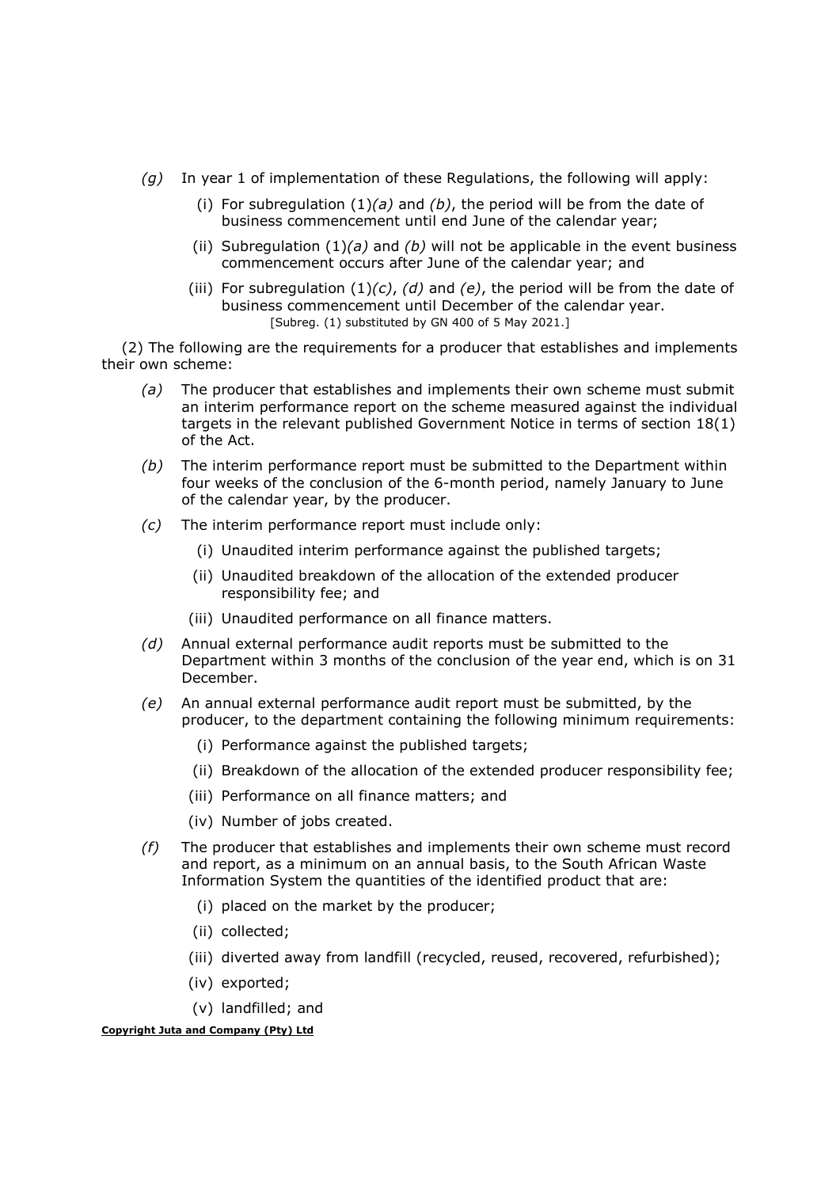*(g)* In year 1 of implementation of these Regulations, the following will apply:

(i) For subregulation (1)*(a)* and *(b)*, the period will be from the date of business commencement until end June of the calendar year;

(ii) Subregulation (1)*(a)* and *(b)* will not be applicable in the event business commencement occurs after June of the calendar year; and

(iii) For subregulation (1)*(c)*, *(d)* and *(e)*, the period will be from the date of business commencement until December of the calendar year.

[Subreg. (1) substituted by GN 400 of 5 May 2021.]

(2) The following are the requirements for a producer that establishes and implements their own scheme:

*(a)* The producer that establishes and implements their own scheme must submit an interim performance report on the scheme measured against the individual targets in the relevant published Government Notice in terms of section 18(1) of the Act.

*(b)* The interim performance report must be submitted to the Department within four weeks of the conclusion of the 6-month period, namely January to June of the calendar year, by the producer.

*(c)* The interim performance report must include only:

(i) Unaudited interim performance against the published targets;

(ii) Unaudited breakdown of the allocation of the extended producer responsibility fee; and

(iii) Unaudited performance on all finance matters.

*(d)* Annual external performance audit reports must be submitted to the Department within 3 months of the conclusion of the year end, which is on 31 December.

*(e)* An annual external performance audit report must be submitted, by the producer, to the department containing the following minimum requirements:

(i) Performance against the published targets;

(ii) Breakdown of the allocation of the extended producer responsibility fee;

(iii) Performance on all finance matters; and

(iv) Number of jobs created.

*(f)* The producer that establishes and implements their own scheme must record and report, as a minimum on an annual basis, to the South African Waste Information System the quantities of the identified product that are:

(i) placed on the market by the producer;

(ii) collected;

(iii) diverted away from landfill (recycled, reused, recovered, refurbished);

(iv) exported;

(v) landfilled; and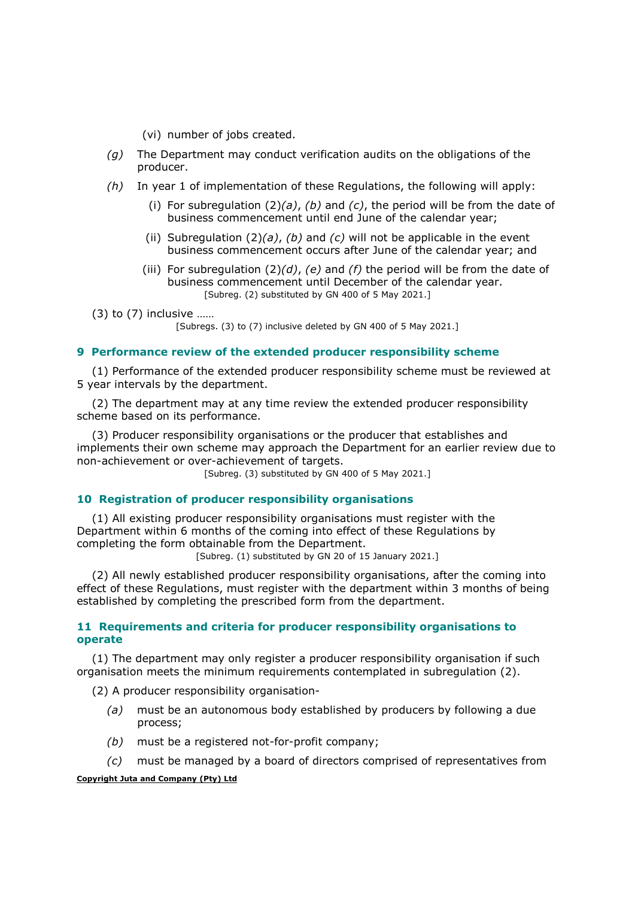(vi) number of jobs created.

*(g)* The Department may conduct verification audits on the obligations of the producer.

*(h)* In year 1 of implementation of these Regulations, the following will apply:

(i) For subregulation (2)*(a)*, *(b)* and *(c)*, the period will be from the date of business commencement until end June of the calendar year;

(ii) Subregulation (2)*(a)*, *(b)* and *(c)* will not be applicable in the event business commencement occurs after June of the calendar year; and

(iii) For subregulation (2)*(d)*, *(e)* and *(f)* the period will be from the date of business commencement until December of the calendar year.

[Subreg. (2) substituted by GN 400 of 5 May 2021.]

(3) to (7) inclusive ……

[Subregs. (3) to (7) inclusive deleted by GN 400 of 5 May 2021.]

### 9 Performance review of the extended producer responsibility scheme

(1) Performance of the extended producer responsibility scheme must be reviewed at 5 year intervals by the department.

(2) The department may at any time review the extended producer responsibility scheme based on its performance.

(3) Producer responsibility organisations or the producer that establishes and implements their own scheme may approach the Department for an earlier review due to non-achievement or over-achievement of targets.

[Subreg. (3) substituted by GN 400 of 5 May 2021.]

### 10 Registration of producer responsibility organisations

(1) All existing producer responsibility organisations must register with the Department within 6 months of the coming into effect of these Regulations by completing the form obtainable from the Department.

[Subreg. (1) substituted by GN 20 of 15 January 2021.]

(2) All newly established producer responsibility organisations, after the coming into effect of these Regulations, must register with the department within 3 months of being established by completing the prescribed form from the department.

### 11 Requirements and criteria for producer responsibility organisations to operate

(1) The department may only register a producer responsibility organisation if such organisation meets the minimum requirements contemplated in subregulation (2).

(2) A producer responsibility organisation-

*(a)* must be an autonomous body established by producers by following a due process;

*(b)* must be a registered not-for-profit company;

*(c)* must be managed by a board of directors comprised of representatives from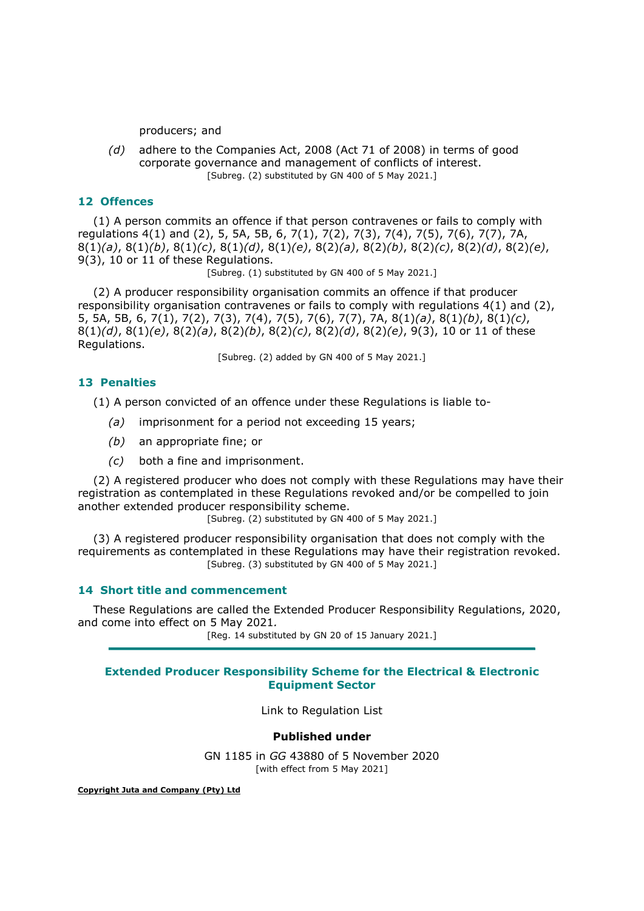producers; and

*(d)* adhere to the Companies Act, 2008 (Act 71 of 2008) in terms of good corporate governance and management of conflicts of interest.

[Subreg. (2) substituted by GN 400 of 5 May 2021.]

## 12 Offences

(1) A person commits an offence if that person contravenes or fails to comply with regulations 4(1) and (2), 5, 5A, 5B, 6, 7(1), 7(2), 7(3), 7(4), 7(5), 7(6), 7(7), 7A, 8(1)*(a)*, 8(1)*(b)*, 8(1)*(c)*, 8(1)*(d)*, 8(1)*(e)*, 8(2)*(a)*, 8(2)*(b)*, 8(2)*(c)*, 8(2)*(d)*, 8(2)*(e)*, 9(3), 10 or 11 of these Regulations.

[Subreg. (1) substituted by GN 400 of 5 May 2021.]

(2) A producer responsibility organisation commits an offence if that producer responsibility organisation contravenes or fails to comply with regulations 4(1) and (2), 5, 5A, 5B, 6, 7(1), 7(2), 7(3), 7(4), 7(5), 7(6), 7(7), 7A, 8(1)*(a)*, 8(1)*(b)*, 8(1)*(c)*, 8(1)*(d)*, 8(1)*(e)*, 8(2)*(a)*, 8(2)*(b)*, 8(2)*(c)*, 8(2)*(d)*, 8(2)*(e)*, 9(3), 10 or 11 of these Regulations.

[Subreg. (2) added by GN 400 of 5 May 2021.]

## 13 Penalties

(1) A person convicted of an offence under these Regulations is liable to-

*(a)* imprisonment for a period not exceeding 15 years;

*(b)* an appropriate fine; or

*(c)* both a fine and imprisonment.

(2) A registered producer who does not comply with these Regulations may have their registration as contemplated in these Regulations revoked and/or be compelled to join another extended producer responsibility scheme.

[Subreg. (2) substituted by GN 400 of 5 May 2021.]

(3) A registered producer responsibility organisation that does not comply with the requirements as contemplated in these Regulations may have their registration revoked.

[Subreg. (3) substituted by GN 400 of 5 May 2021.]

## 14 Short title and commencement

These Regulations are called the Extended Producer Responsibility Regulations, 2020, and come into effect on 5 May 2021.

[Reg. 14 substituted by GN 20 of 15 January 2021.]

---

## Extended Producer Responsibility Scheme for the Electrical & Electronic Equipment Sector

Link to Regulation List

**Published under**

GN 1185 in *GG* 43880 of 5 November 2020

[with effect from 5 May 2021]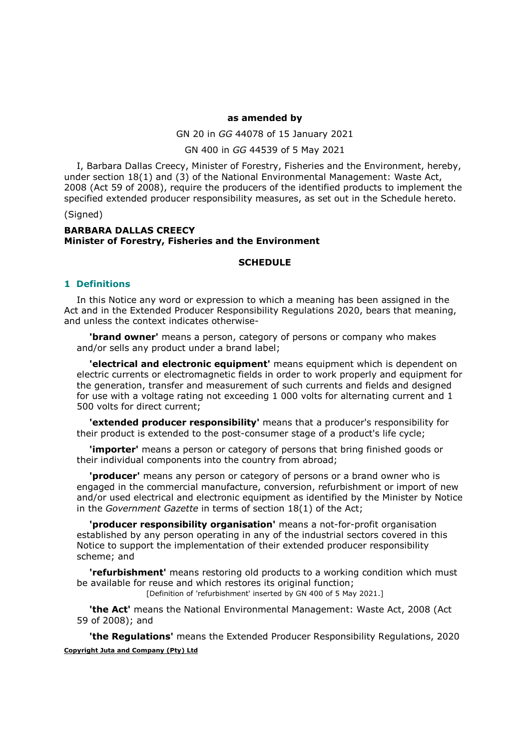**as amended by**

GN 20 in *GG* 44078 of 15 January 2021

GN 400 in *GG* 44539 of 5 May 2021

I, Barbara Dallas Creecy, Minister of Forestry, Fisheries and the Environment, hereby, under section 18(1) and (3) of the National Environmental Management: Waste Act, 2008 (Act 59 of 2008), require the producers of the identified products to implement the specified extended producer responsibility measures, as set out in the Schedule hereto.

(Signed)

**BARBARA DALLAS CREECY**
**Minister of Forestry, Fisheries and the Environment**

**SCHEDULE**

## 1 Definitions

In this Notice any word or expression to which a meaning has been assigned in the Act and in the Extended Producer Responsibility Regulations 2020, bears that meaning, and unless the context indicates otherwise-

**'brand owner'** means a person, category of persons or company who makes and/or sells any product under a brand label;

**'electrical and electronic equipment'** means equipment which is dependent on electric currents or electromagnetic fields in order to work properly and equipment for the generation, transfer and measurement of such currents and fields and designed for use with a voltage rating not exceeding 1 000 volts for alternating current and 1 500 volts for direct current;

**'extended producer responsibility'** means that a producer's responsibility for their product is extended to the post-consumer stage of a product's life cycle;

**'importer'** means a person or category of persons that bring finished goods or their individual components into the country from abroad;

**'producer'** means any person or category of persons or a brand owner who is engaged in the commercial manufacture, conversion, refurbishment or import of new and/or used electrical and electronic equipment as identified by the Minister by Notice in the *Government Gazette* in terms of section 18(1) of the Act;

**'producer responsibility organisation'** means a not-for-profit organisation established by any person operating in any of the industrial sectors covered in this Notice to support the implementation of their extended producer responsibility scheme; and

**'refurbishment'** means restoring old products to a working condition which must be available for reuse and which restores its original function;

[Definition of 'refurbishment' inserted by GN 400 of 5 May 2021.]

**'the Act'** means the National Environmental Management: Waste Act, 2008 (Act 59 of 2008); and

**'the Regulations'** means the Extended Producer Responsibility Regulations, 2020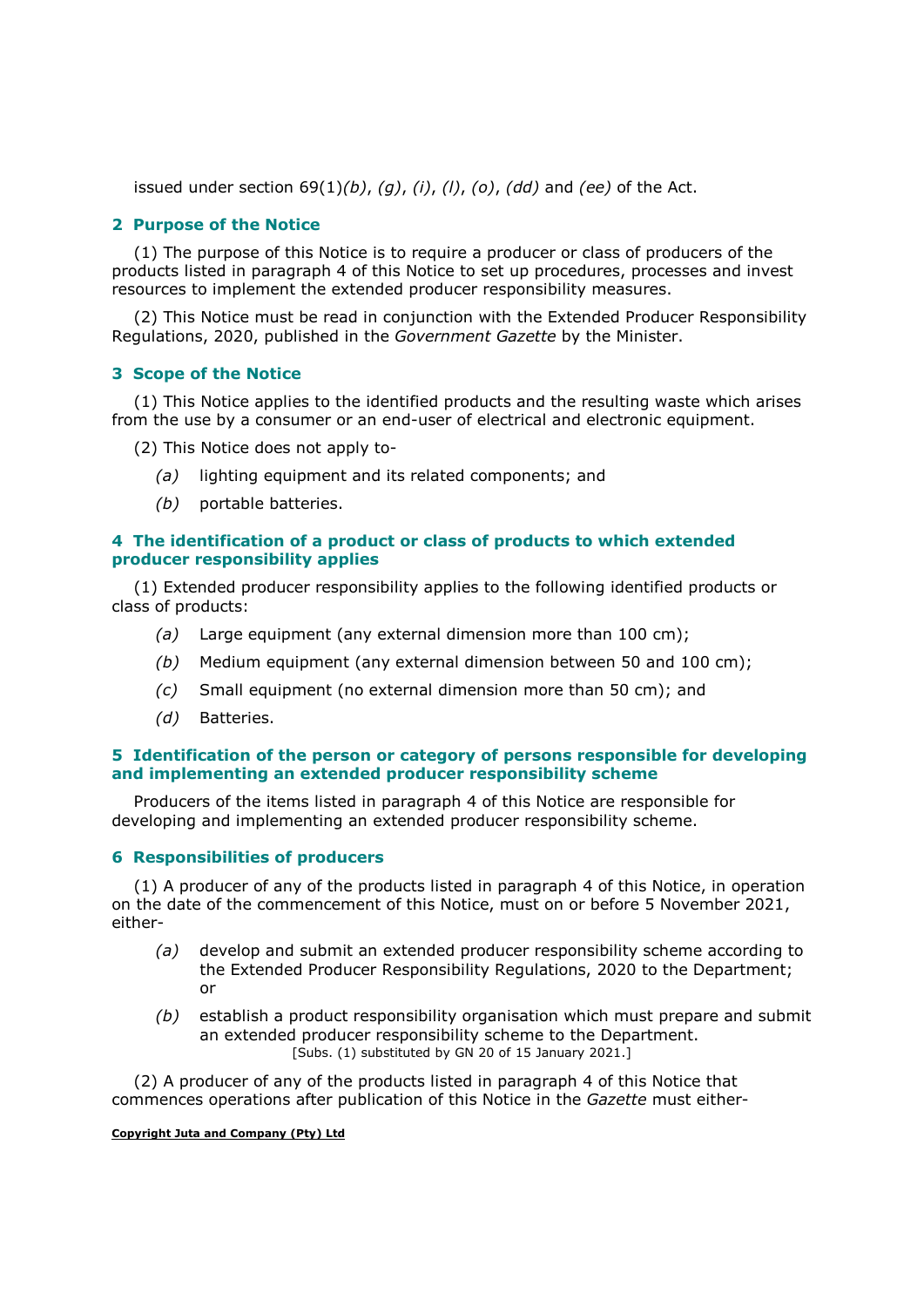issued under section 69(1)*(b)*, *(g)*, *(i)*, *(l)*, *(o)*, *(dd)* and *(ee)* of the Act.

## 2 Purpose of the Notice

(1) The purpose of this Notice is to require a producer or class of producers of the products listed in paragraph 4 of this Notice to set up procedures, processes and invest resources to implement the extended producer responsibility measures.

(2) This Notice must be read in conjunction with the Extended Producer Responsibility Regulations, 2020, published in the *Government Gazette* by the Minister.

## 3 Scope of the Notice

(1) This Notice applies to the identified products and the resulting waste which arises from the use by a consumer or an end-user of electrical and electronic equipment.

(2) This Notice does not apply to-

*(a)* lighting equipment and its related components; and

*(b)* portable batteries.

## 4 The identification of a product or class of products to which extended producer responsibility applies

(1) Extended producer responsibility applies to the following identified products or class of products:

*(a)* Large equipment (any external dimension more than 100 cm);

*(b)* Medium equipment (any external dimension between 50 and 100 cm);

*(c)* Small equipment (no external dimension more than 50 cm); and

*(d)* Batteries.

## 5 Identification of the person or category of persons responsible for developing and implementing an extended producer responsibility scheme

Producers of the items listed in paragraph 4 of this Notice are responsible for developing and implementing an extended producer responsibility scheme.

## 6 Responsibilities of producers

(1) A producer of any of the products listed in paragraph 4 of this Notice, in operation on the date of the commencement of this Notice, must on or before 5 November 2021, either-

*(a)* develop and submit an extended producer responsibility scheme according to the Extended Producer Responsibility Regulations, 2020 to the Department; or

*(b)* establish a product responsibility organisation which must prepare and submit an extended producer responsibility scheme to the Department.

[Subs. (1) substituted by GN 20 of 15 January 2021.]

(2) A producer of any of the products listed in paragraph 4 of this Notice that commences operations after publication of this Notice in the *Gazette* must either-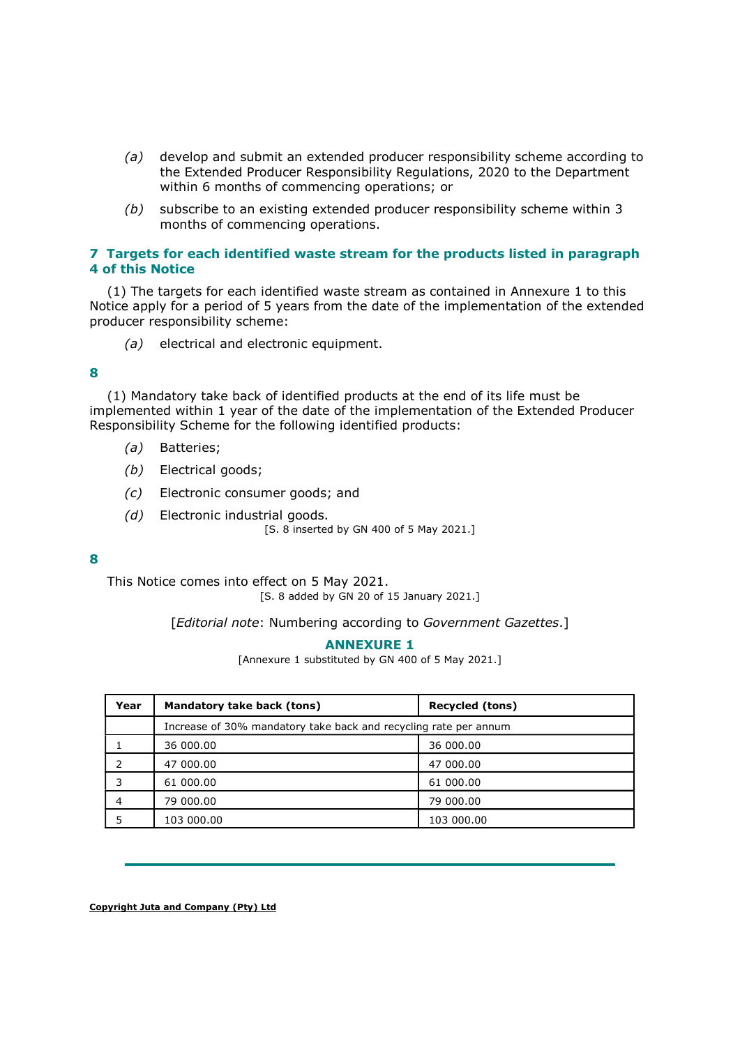*(a)* develop and submit an extended producer responsibility scheme according to the Extended Producer Responsibility Regulations, 2020 to the Department within 6 months of commencing operations; or

*(b)* subscribe to an existing extended producer responsibility scheme within 3 months of commencing operations.

### 7 Targets for each identified waste stream for the products listed in paragraph 4 of this Notice

(1) The targets for each identified waste stream as contained in Annexure 1 to this Notice apply for a period of 5 years from the date of the implementation of the extended producer responsibility scheme:

*(a)* electrical and electronic equipment.

### 8

(1) Mandatory take back of identified products at the end of its life must be implemented within 1 year of the date of the implementation of the Extended Producer Responsibility Scheme for the following identified products:

*(a)* Batteries;

*(b)* Electrical goods;

*(c)* Electronic consumer goods; and

*(d)* Electronic industrial goods.

[S. 8 inserted by GN 400 of 5 May 2021.]

### 8

This Notice comes into effect on 5 May 2021.

[S. 8 added by GN 20 of 15 January 2021.]

[*Editorial note*: Numbering according to *Government Gazettes*.]

## ANNEXURE 1

[Annexure 1 substituted by GN 400 of 5 May 2021.]

| Year | Mandatory take back (tons) | Recycled (tons) |
|---|---|---|
| | Increase of 30% mandatory take back and recycling rate per annum | |
| 1 | 36 000.00 | 36 000.00 |
| 2 | 47 000.00 | 47 000.00 |
| 3 | 61 000.00 | 61 000.00 |
| 4 | 79 000.00 | 79 000.00 |
| 5 | 103 000.00 | 103 000.00 |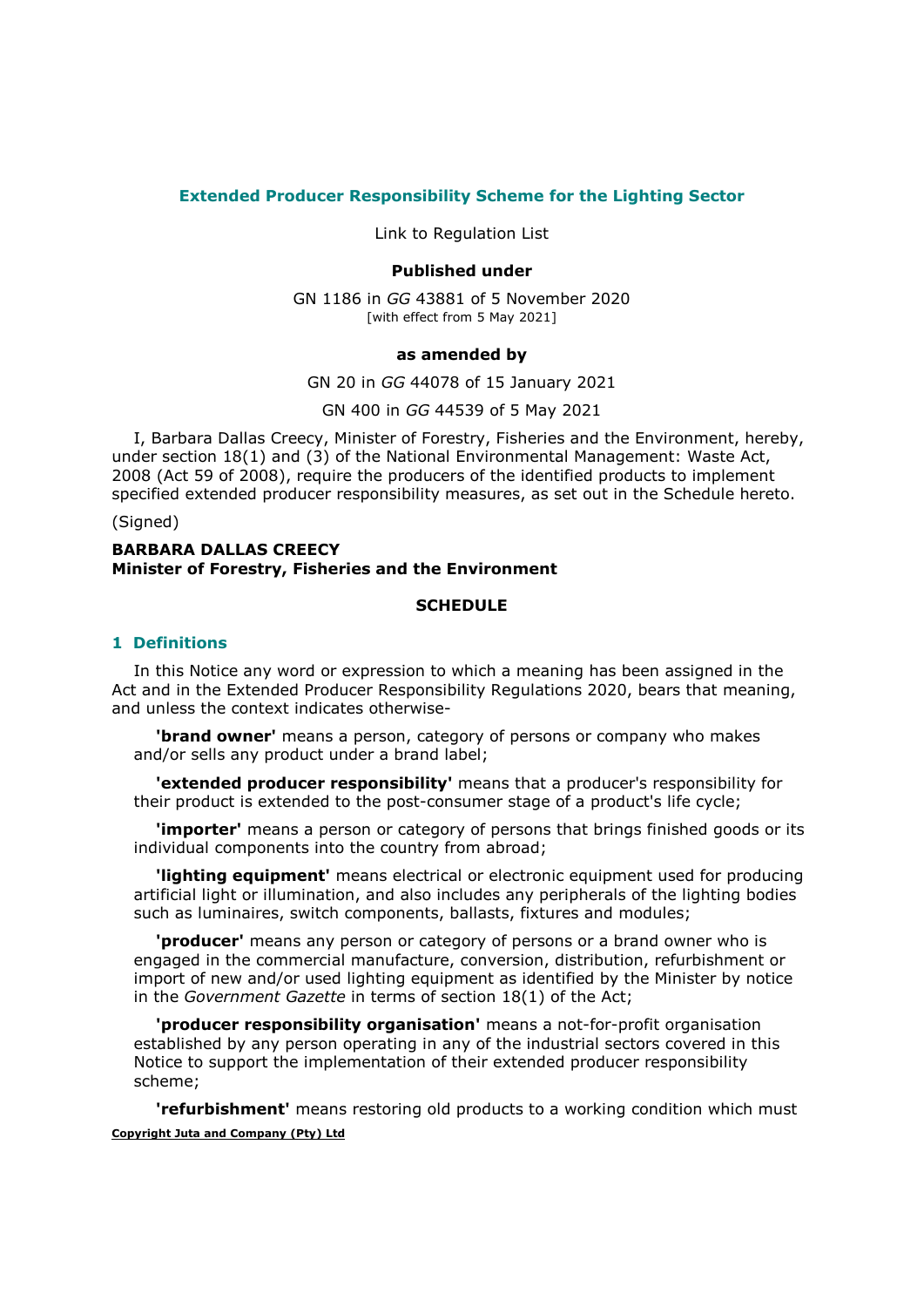## Extended Producer Responsibility Scheme for the Lighting Sector

Link to Regulation List

**Published under**

GN 1186 in *GG* 43881 of 5 November 2020
[with effect from 5 May 2021]

**as amended by**

GN 20 in *GG* 44078 of 15 January 2021

GN 400 in *GG* 44539 of 5 May 2021

I, Barbara Dallas Creecy, Minister of Forestry, Fisheries and the Environment, hereby, under section 18(1) and (3) of the National Environmental Management: Waste Act, 2008 (Act 59 of 2008), require the producers of the identified products to implement specified extended producer responsibility measures, as set out in the Schedule hereto.

(Signed)

**BARBARA DALLAS CREECY**
**Minister of Forestry, Fisheries and the Environment**

**SCHEDULE**

### 1 Definitions

In this Notice any word or expression to which a meaning has been assigned in the Act and in the Extended Producer Responsibility Regulations 2020, bears that meaning, and unless the context indicates otherwise-

**'brand owner'** means a person, category of persons or company who makes and/or sells any product under a brand label;

**'extended producer responsibility'** means that a producer's responsibility for their product is extended to the post-consumer stage of a product's life cycle;

**'importer'** means a person or category of persons that brings finished goods or its individual components into the country from abroad;

**'lighting equipment'** means electrical or electronic equipment used for producing artificial light or illumination, and also includes any peripherals of the lighting bodies such as luminaires, switch components, ballasts, fixtures and modules;

**'producer'** means any person or category of persons or a brand owner who is engaged in the commercial manufacture, conversion, distribution, refurbishment or import of new and/or used lighting equipment as identified by the Minister by notice in the *Government Gazette* in terms of section 18(1) of the Act;

**'producer responsibility organisation'** means a not-for-profit organisation established by any person operating in any of the industrial sectors covered in this Notice to support the implementation of their extended producer responsibility scheme;

**'refurbishment'** means restoring old products to a working condition which must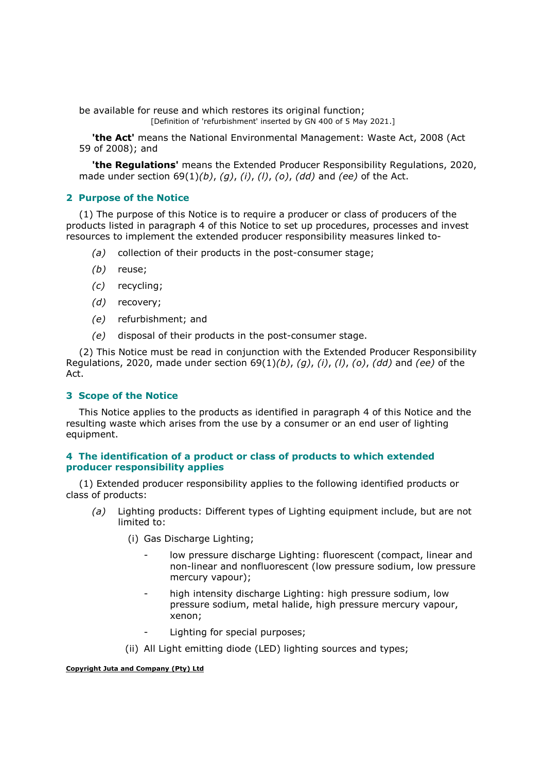be available for reuse and which restores its original function;

[Definition of 'refurbishment' inserted by GN 400 of 5 May 2021.]

**'the Act'** means the National Environmental Management: Waste Act, 2008 (Act 59 of 2008); and

**'the Regulations'** means the Extended Producer Responsibility Regulations, 2020, made under section 69(1)*(b)*, *(g)*, *(i)*, *(l)*, *(o)*, *(dd)* and *(ee)* of the Act.

## 2 Purpose of the Notice

(1) The purpose of this Notice is to require a producer or class of producers of the products listed in paragraph 4 of this Notice to set up procedures, processes and invest resources to implement the extended producer responsibility measures linked to-

*(a)* collection of their products in the post-consumer stage;

*(b)* reuse;

*(c)* recycling;

*(d)* recovery;

*(e)* refurbishment; and

*(e)* disposal of their products in the post-consumer stage.

(2) This Notice must be read in conjunction with the Extended Producer Responsibility Regulations, 2020, made under section 69(1)*(b)*, *(g)*, *(i)*, *(l)*, *(o)*, *(dd)* and *(ee)* of the Act.

## 3 Scope of the Notice

This Notice applies to the products as identified in paragraph 4 of this Notice and the resulting waste which arises from the use by a consumer or an end user of lighting equipment.

## 4 The identification of a product or class of products to which extended producer responsibility applies

(1) Extended producer responsibility applies to the following identified products or class of products:

*(a)* Lighting products: Different types of Lighting equipment include, but are not limited to:

(i) Gas Discharge Lighting;

- low pressure discharge Lighting: fluorescent (compact, linear and non-linear and nonfluorescent (low pressure sodium, low pressure mercury vapour);
- high intensity discharge Lighting: high pressure sodium, low pressure sodium, metal halide, high pressure mercury vapour, xenon;
- Lighting for special purposes;

(ii) All Light emitting diode (LED) lighting sources and types;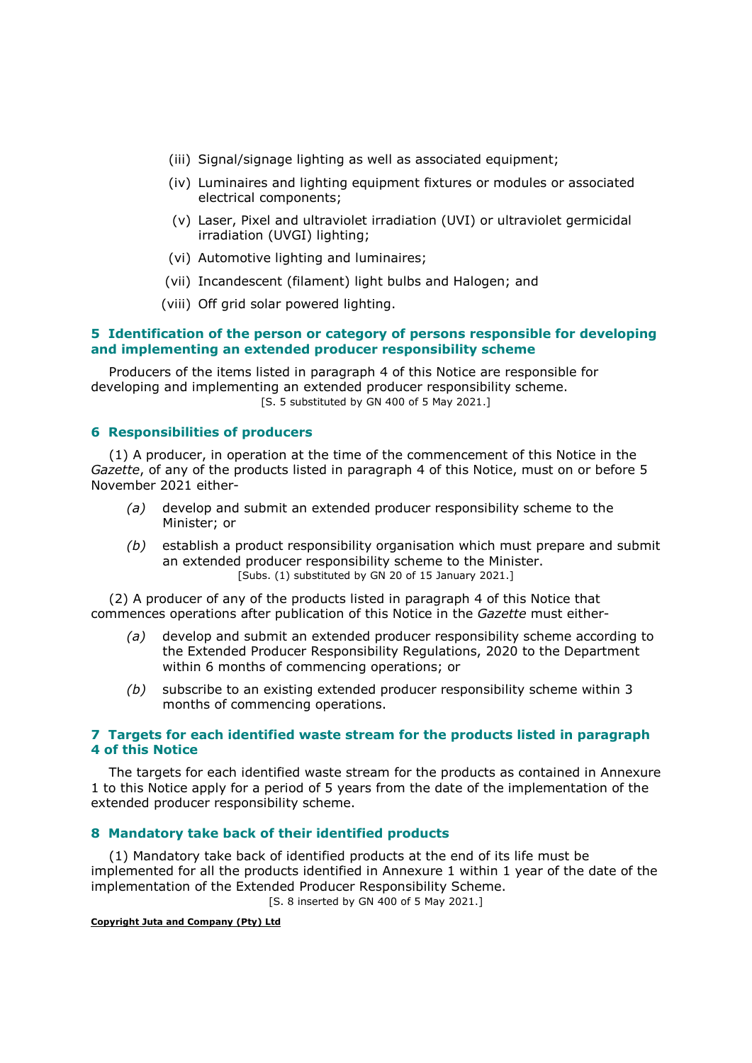(iii) Signal/signage lighting as well as associated equipment;

(iv) Luminaires and lighting equipment fixtures or modules or associated electrical components;

(v) Laser, Pixel and ultraviolet irradiation (UVI) or ultraviolet germicidal irradiation (UVGI) lighting;

(vi) Automotive lighting and luminaires;

(vii) Incandescent (filament) light bulbs and Halogen; and

(viii) Off grid solar powered lighting.

### 5 Identification of the person or category of persons responsible for developing and implementing an extended producer responsibility scheme

Producers of the items listed in paragraph 4 of this Notice are responsible for developing and implementing an extended producer responsibility scheme.

[S. 5 substituted by GN 400 of 5 May 2021.]

### 6 Responsibilities of producers

(1) A producer, in operation at the time of the commencement of this Notice in the *Gazette*, of any of the products listed in paragraph 4 of this Notice, must on or before 5 November 2021 either-

*(a)* develop and submit an extended producer responsibility scheme to the Minister; or

*(b)* establish a product responsibility organisation which must prepare and submit an extended producer responsibility scheme to the Minister.

[Subs. (1) substituted by GN 20 of 15 January 2021.]

(2) A producer of any of the products listed in paragraph 4 of this Notice that commences operations after publication of this Notice in the *Gazette* must either-

*(a)* develop and submit an extended producer responsibility scheme according to the Extended Producer Responsibility Regulations, 2020 to the Department within 6 months of commencing operations; or

*(b)* subscribe to an existing extended producer responsibility scheme within 3 months of commencing operations.

### 7 Targets for each identified waste stream for the products listed in paragraph 4 of this Notice

The targets for each identified waste stream for the products as contained in Annexure 1 to this Notice apply for a period of 5 years from the date of the implementation of the extended producer responsibility scheme.

### 8 Mandatory take back of their identified products

(1) Mandatory take back of identified products at the end of its life must be implemented for all the products identified in Annexure 1 within 1 year of the date of the implementation of the Extended Producer Responsibility Scheme.

[S. 8 inserted by GN 400 of 5 May 2021.]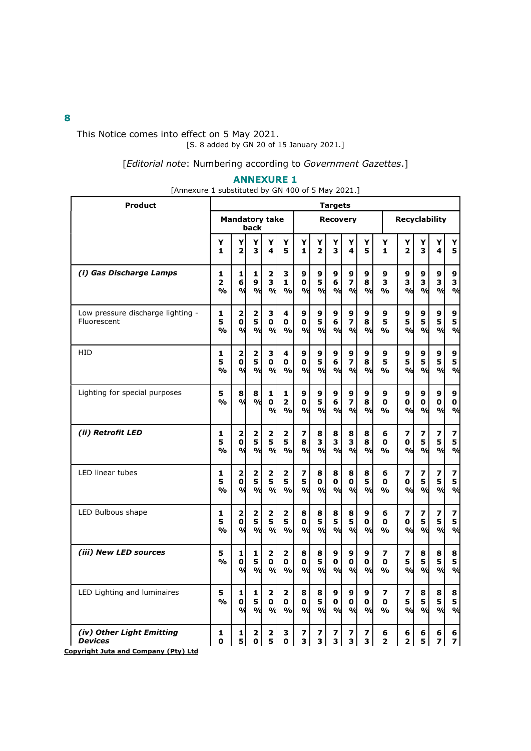**8**

This Notice comes into effect on 5 May 2021.
[S. 8 added by GN 20 of 15 January 2021.]

[*Editorial note*: Numbering according to *Government Gazettes*.]

## ANNEXURE 1

[Annexure 1 substituted by GN 400 of 5 May 2021.]

| Product | Targets | | | | | | | | | | | | | | |
|---|---|---|---|---|---|---|---|---|---|---|---|---|---|---|---|
| | Mandatory take back | | | | | Recovery | | | | | Recyclability | | | | |
| | Y1 | Y2 | Y3 | Y4 | Y5 | Y1 | Y2 | Y3 | Y4 | Y5 | Y1 | Y2 | Y3 | Y4 | Y5 |
| ***(i) Gas Discharge Lamps*** | **12%** | **16%** | **19%** | **23%** | **31%** | **90%** | **95%** | **96%** | **97%** | **98%** | **93%** | **93%** | **93%** | **93%** | **93%** |
| Low pressure discharge lighting - Fluorescent | **15%** | **20%** | **25%** | **30%** | **40%** | **90%** | **95%** | **96%** | **97%** | **98%** | **95%** | **95%** | **95%** | **95%** | **95%** |
| HID | **15%** | **20%** | **25%** | **30%** | **40%** | **90%** | **95%** | **96%** | **97%** | **98%** | **95%** | **95%** | **95%** | **95%** | **95%** |
| Lighting for special purposes | **5%** | **8%** | **8%** | **10%** | **12%** | **90%** | **95%** | **96%** | **97%** | **98%** | **90%** | **90%** | **90%** | **90%** | **90%** |
| ***(ii) Retrofit LED*** | **15%** | **20%** | **25%** | **25%** | **25%** | **78%** | **83%** | **83%** | **83%** | **88%** | **60%** | **70%** | **75%** | **75%** | **75%** |
| LED linear tubes | **15%** | **20%** | **25%** | **25%** | **25%** | **75%** | **80%** | **80%** | **80%** | **85%** | **60%** | **70%** | **75%** | **75%** | **75%** |
| LED Bulbous shape | **15%** | **20%** | **25%** | **25%** | **25%** | **80%** | **85%** | **85%** | **85%** | **90%** | **60%** | **70%** | **75%** | **75%** | **75%** |
| ***(iii) New LED sources*** | **5%** | **10%** | **15%** | **20%** | **20%** | **80%** | **85%** | **90%** | **90%** | **90%** | **70%** | **75%** | **85%** | **85%** | **85%** |
| LED Lighting and luminaires | **5%** | **10%** | **15%** | **20%** | **20%** | **80%** | **85%** | **90%** | **90%** | **90%** | **70%** | **75%** | **85%** | **85%** | **85%** |
| ***(iv) Other Light Emitting Devices*** | **10** | **15** | **20** | **25** | **30** | **73** | **73** | **73** | **73** | **73** | **62** | **62** | **65** | **67** | **67** |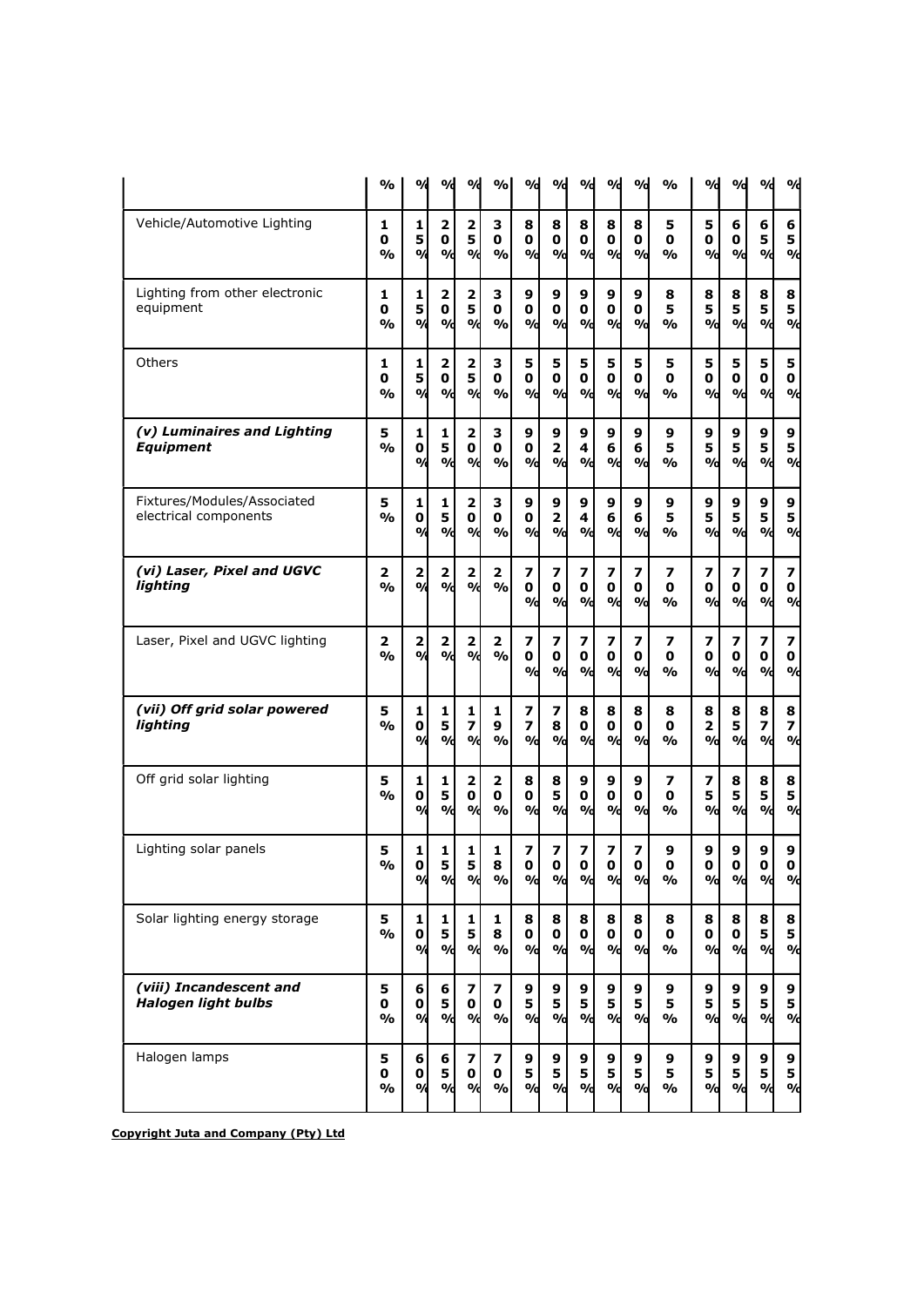| | % | % | % | % | % | % | % | % | % | % | % | % | % | % | % |
|---|---|---|---|---|---|---|---|---|---|---|---|---|---|---|---|
| Vehicle/Automotive Lighting | 10% | 15% | 20% | 25% | 30% | 80% | 80% | 80% | 80% | 80% | 50% | 50% | 60% | 65% | 65% |
| Lighting from other electronic equipment | 10% | 15% | 20% | 25% | 30% | 90% | 90% | 90% | 90% | 90% | 85% | 85% | 85% | 85% | 85% |
| Others | 10% | 15% | 20% | 25% | 30% | 50% | 50% | 50% | 50% | 50% | 50% | 50% | 50% | 50% | 50% |
| ***(v) Luminaires and Lighting Equipment*** | 5% | 10% | 15% | 20% | 30% | 90% | 92% | 94% | 96% | 96% | 95% | 95% | 95% | 95% | 95% |
| Fixtures/Modules/Associated electrical components | 5% | 10% | 15% | 20% | 30% | 90% | 92% | 94% | 96% | 96% | 95% | 95% | 95% | 95% | 95% |
| ***(vi) Laser, Pixel and UGVC lighting*** | 2% | 2% | 2% | 2% | 2% | 70% | 70% | 70% | 70% | 70% | 70% | 70% | 70% | 70% | 70% |
| Laser, Pixel and UGVC lighting | 2% | 2% | 2% | 2% | 2% | 70% | 70% | 70% | 70% | 70% | 70% | 70% | 70% | 70% | 70% |
| ***(vii) Off grid solar powered lighting*** | 5% | 10% | 15% | 17% | 19% | 77% | 78% | 80% | 80% | 80% | 80% | 82% | 85% | 87% | 87% |
| Off grid solar lighting | 5% | 10% | 15% | 20% | 20% | 80% | 85% | 90% | 90% | 90% | 70% | 75% | 85% | 85% | 85% |
| Lighting solar panels | 5% | 10% | 15% | 15% | 18% | 70% | 70% | 70% | 70% | 70% | 90% | 90% | 90% | 90% | 90% |
| Solar lighting energy storage | 5% | 10% | 15% | 15% | 18% | 80% | 80% | 80% | 80% | 80% | 80% | 80% | 80% | 85% | 85% |
| ***(viii) Incandescent and Halogen light bulbs*** | 50% | 60% | 65% | 70% | 70% | 95% | 95% | 95% | 95% | 95% | 95% | 95% | 95% | 95% | 95% |
| Halogen lamps | 50% | 60% | 65% | 70% | 70% | 95% | 95% | 95% | 95% | 95% | 95% | 95% | 95% | 95% | 95% |

**Copyright Juta and Company (Pty) Ltd**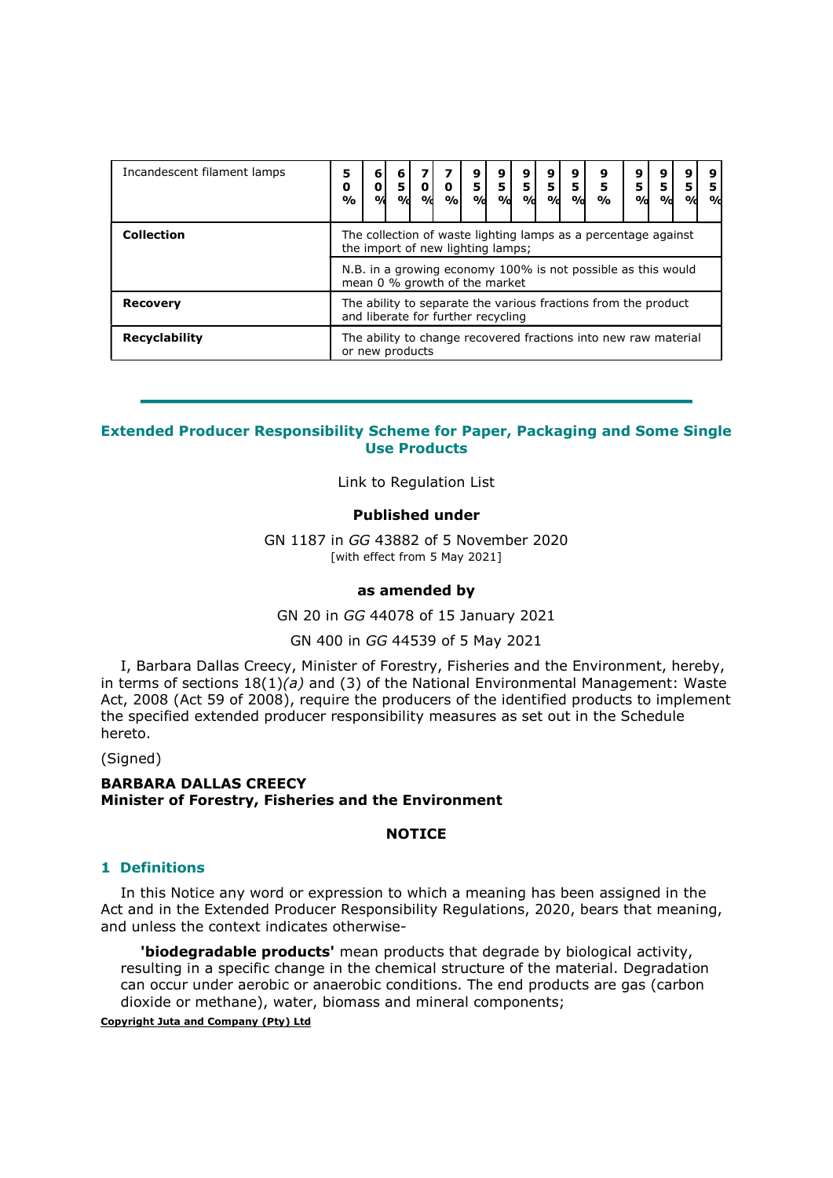| Incandescent filament lamps | 50% | 60% | 65% | 70% | 70% | 95% | 95% | 95% | 95% | 95% | 95% | 95% | 95% | 95% | 95% |
|---|---|---|---|---|---|---|---|---|---|---|---|---|---|---|---|
| **Collection** | The collection of waste lighting lamps as a percentage against the import of new lighting lamps; | | | | | | | | | | | | | | |
| | N.B. in a growing economy 100% is not possible as this would mean 0 % growth of the market | | | | | | | | | | | | | | |
| **Recovery** | The ability to separate the various fractions from the product and liberate for further recycling | | | | | | | | | | | | | | |
| **Recyclability** | The ability to change recovered fractions into new raw material or new products | | | | | | | | | | | | | | |

---

## Extended Producer Responsibility Scheme for Paper, Packaging and Some Single Use Products

Link to Regulation List

**Published under**

GN 1187 in *GG* 43882 of 5 November 2020
[with effect from 5 May 2021]

**as amended by**

GN 20 in *GG* 44078 of 15 January 2021

GN 400 in *GG* 44539 of 5 May 2021

I, Barbara Dallas Creecy, Minister of Forestry, Fisheries and the Environment, hereby, in terms of sections 18(1)*(a)* and (3) of the National Environmental Management: Waste Act, 2008 (Act 59 of 2008), require the producers of the identified products to implement the specified extended producer responsibility measures as set out in the Schedule hereto.

(Signed)

**BARBARA DALLAS CREECY**
**Minister of Forestry, Fisheries and the Environment**

**NOTICE**

### 1 Definitions

In this Notice any word or expression to which a meaning has been assigned in the Act and in the Extended Producer Responsibility Regulations, 2020, bears that meaning, and unless the context indicates otherwise-

**'biodegradable products'** mean products that degrade by biological activity, resulting in a specific change in the chemical structure of the material. Degradation can occur under aerobic or anaerobic conditions. The end products are gas (carbon dioxide or methane), water, biomass and mineral components;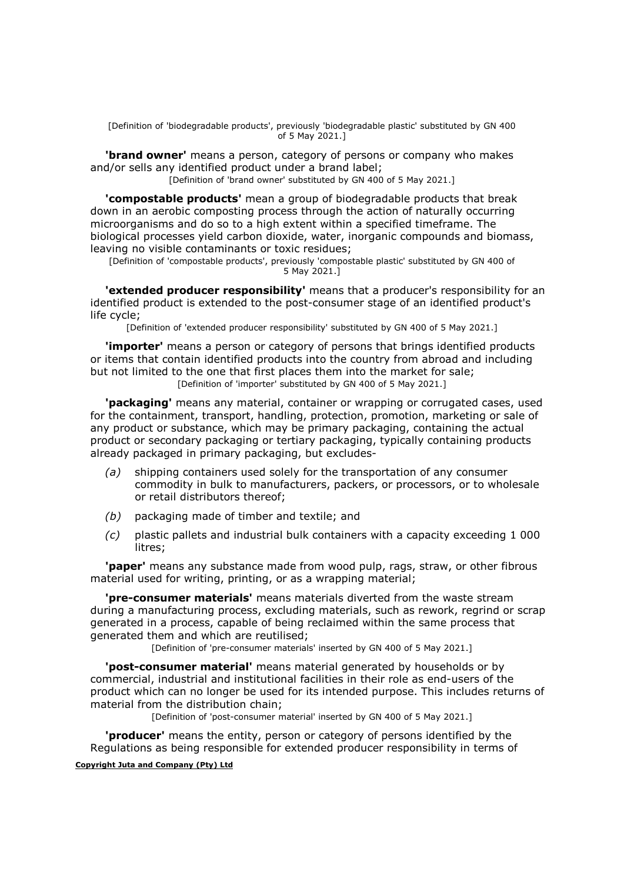[Definition of 'biodegradable products', previously 'biodegradable plastic' substituted by GN 400 of 5 May 2021.]

**'brand owner'** means a person, category of persons or company who makes and/or sells any identified product under a brand label;

[Definition of 'brand owner' substituted by GN 400 of 5 May 2021.]

**'compostable products'** mean a group of biodegradable products that break down in an aerobic composting process through the action of naturally occurring microorganisms and do so to a high extent within a specified timeframe. The biological processes yield carbon dioxide, water, inorganic compounds and biomass, leaving no visible contaminants or toxic residues;

[Definition of 'compostable products', previously 'compostable plastic' substituted by GN 400 of 5 May 2021.]

**'extended producer responsibility'** means that a producer's responsibility for an identified product is extended to the post-consumer stage of an identified product's life cycle;

[Definition of 'extended producer responsibility' substituted by GN 400 of 5 May 2021.]

**'importer'** means a person or category of persons that brings identified products or items that contain identified products into the country from abroad and including but not limited to the one that first places them into the market for sale;

[Definition of 'importer' substituted by GN 400 of 5 May 2021.]

**'packaging'** means any material, container or wrapping or corrugated cases, used for the containment, transport, handling, protection, promotion, marketing or sale of any product or substance, which may be primary packaging, containing the actual product or secondary packaging or tertiary packaging, typically containing products already packaged in primary packaging, but excludes-

*(a)* shipping containers used solely for the transportation of any consumer commodity in bulk to manufacturers, packers, or processors, or to wholesale or retail distributors thereof;

*(b)* packaging made of timber and textile; and

*(c)* plastic pallets and industrial bulk containers with a capacity exceeding 1 000 litres;

**'paper'** means any substance made from wood pulp, rags, straw, or other fibrous material used for writing, printing, or as a wrapping material;

**'pre-consumer materials'** means materials diverted from the waste stream during a manufacturing process, excluding materials, such as rework, regrind or scrap generated in a process, capable of being reclaimed within the same process that generated them and which are reutilised;

[Definition of 'pre-consumer materials' inserted by GN 400 of 5 May 2021.]

**'post-consumer material'** means material generated by households or by commercial, industrial and institutional facilities in their role as end-users of the product which can no longer be used for its intended purpose. This includes returns of material from the distribution chain;

[Definition of 'post-consumer material' inserted by GN 400 of 5 May 2021.]

**'producer'** means the entity, person or category of persons identified by the Regulations as being responsible for extended producer responsibility in terms of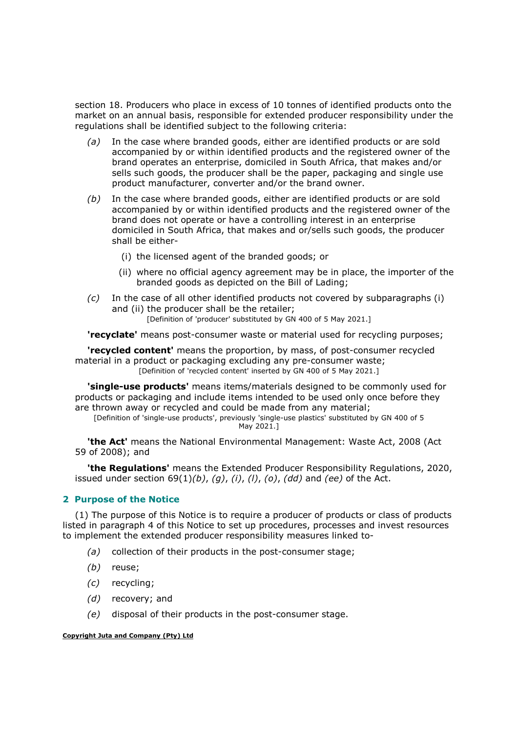section 18. Producers who place in excess of 10 tonnes of identified products onto the market on an annual basis, responsible for extended producer responsibility under the regulations shall be identified subject to the following criteria:

*(a)* In the case where branded goods, either are identified products or are sold accompanied by or within identified products and the registered owner of the brand operates an enterprise, domiciled in South Africa, that makes and/or sells such goods, the producer shall be the paper, packaging and single use product manufacturer, converter and/or the brand owner.

*(b)* In the case where branded goods, either are identified products or are sold accompanied by or within identified products and the registered owner of the brand does not operate or have a controlling interest in an enterprise domiciled in South Africa, that makes and or/sells such goods, the producer shall be either-

(i) the licensed agent of the branded goods; or

(ii) where no official agency agreement may be in place, the importer of the branded goods as depicted on the Bill of Lading;

*(c)* In the case of all other identified products not covered by subparagraphs (i) and (ii) the producer shall be the retailer;

[Definition of 'producer' substituted by GN 400 of 5 May 2021.]

**'recyclate'** means post-consumer waste or material used for recycling purposes;

**'recycled content'** means the proportion, by mass, of post-consumer recycled material in a product or packaging excluding any pre-consumer waste;

[Definition of 'recycled content' inserted by GN 400 of 5 May 2021.]

**'single-use products'** means items/materials designed to be commonly used for products or packaging and include items intended to be used only once before they are thrown away or recycled and could be made from any material;

[Definition of 'single-use products', previously 'single-use plastics' substituted by GN 400 of 5 May 2021.]

**'the Act'** means the National Environmental Management: Waste Act, 2008 (Act 59 of 2008); and

**'the Regulations'** means the Extended Producer Responsibility Regulations, 2020, issued under section 69(1)*(b)*, *(g)*, *(i)*, *(l)*, *(o)*, *(dd)* and *(ee)* of the Act.

## 2 Purpose of the Notice

(1) The purpose of this Notice is to require a producer of products or class of products listed in paragraph 4 of this Notice to set up procedures, processes and invest resources to implement the extended producer responsibility measures linked to-

*(a)* collection of their products in the post-consumer stage;

*(b)* reuse;

*(c)* recycling;

*(d)* recovery; and

*(e)* disposal of their products in the post-consumer stage.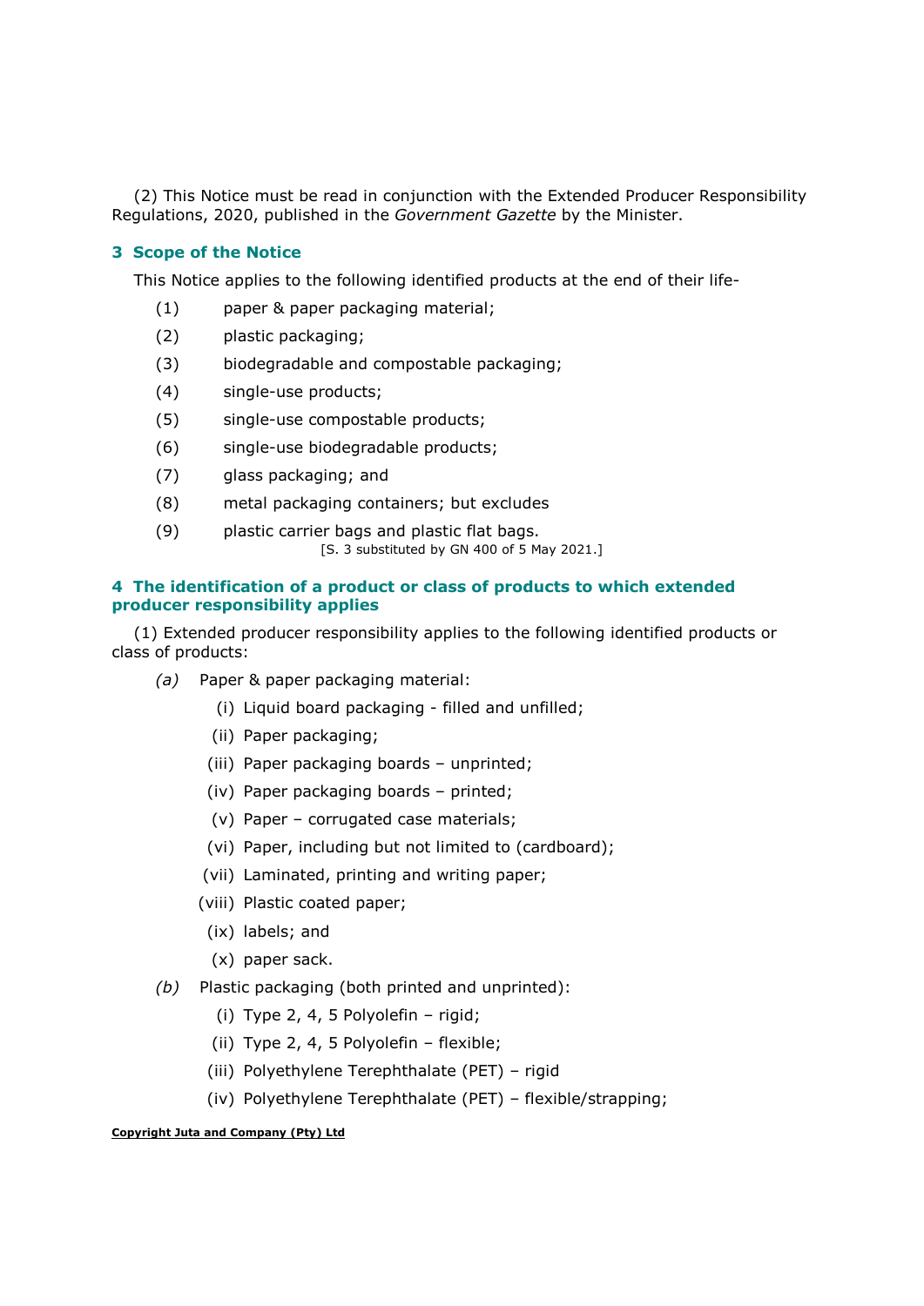(2) This Notice must be read in conjunction with the Extended Producer Responsibility Regulations, 2020, published in the *Government Gazette* by the Minister.

### 3 Scope of the Notice

This Notice applies to the following identified products at the end of their life-

(1) paper & paper packaging material;

(2) plastic packaging;

(3) biodegradable and compostable packaging;

(4) single-use products;

(5) single-use compostable products;

(6) single-use biodegradable products;

(7) glass packaging; and

(8) metal packaging containers; but excludes

(9) plastic carrier bags and plastic flat bags.

[S. 3 substituted by GN 400 of 5 May 2021.]

### 4 The identification of a product or class of products to which extended producer responsibility applies

(1) Extended producer responsibility applies to the following identified products or class of products:

*(a)* Paper & paper packaging material:

(i) Liquid board packaging - filled and unfilled;

(ii) Paper packaging;

(iii) Paper packaging boards – unprinted;

(iv) Paper packaging boards – printed;

(v) Paper – corrugated case materials;

(vi) Paper, including but not limited to (cardboard);

(vii) Laminated, printing and writing paper;

(viii) Plastic coated paper;

(ix) labels; and

(x) paper sack.

*(b)* Plastic packaging (both printed and unprinted):

(i) Type 2, 4, 5 Polyolefin – rigid;

(ii) Type 2, 4, 5 Polyolefin – flexible;

(iii) Polyethylene Terephthalate (PET) – rigid

(iv) Polyethylene Terephthalate (PET) – flexible/strapping;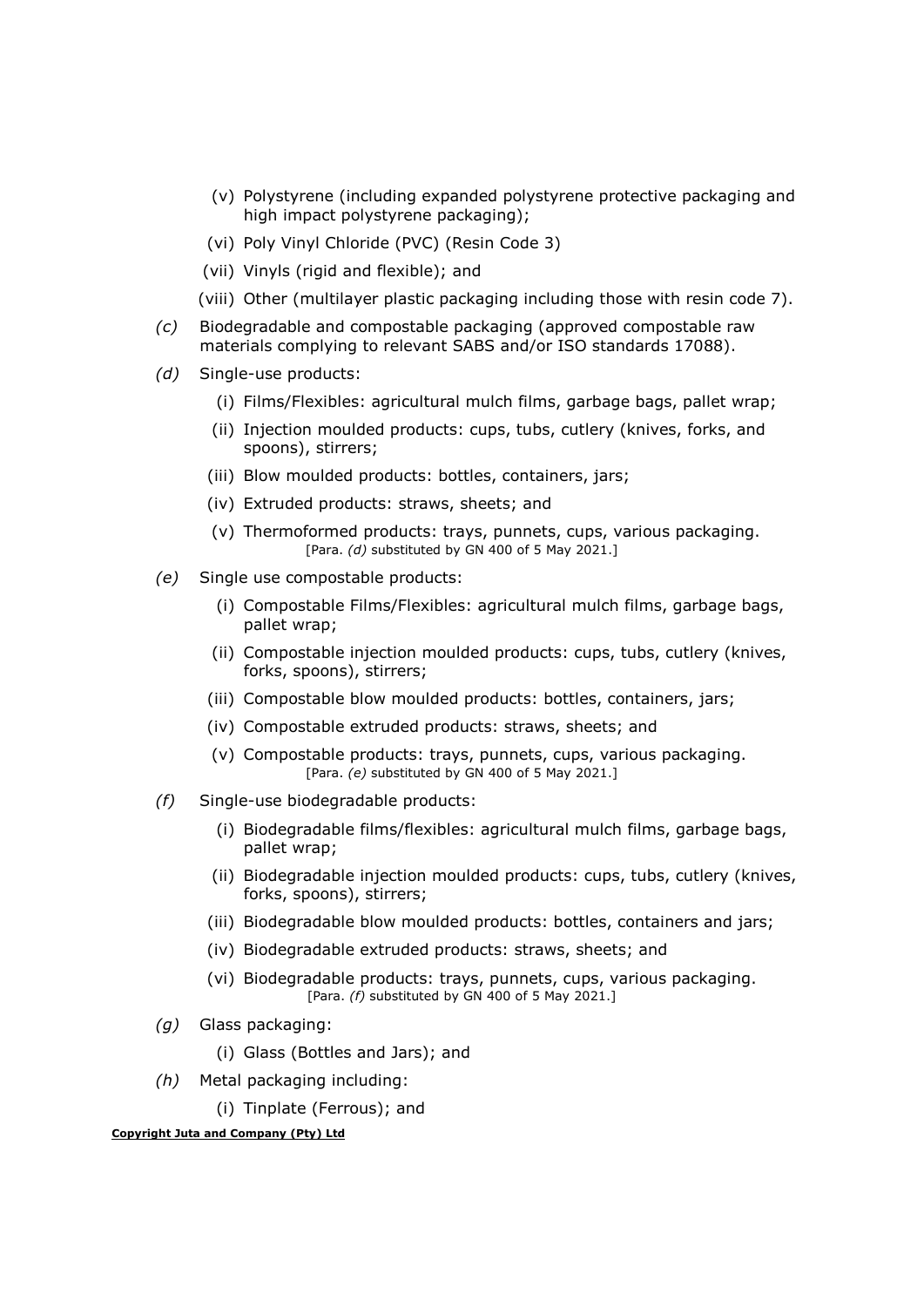(v) Polystyrene (including expanded polystyrene protective packaging and high impact polystyrene packaging);

(vi) Poly Vinyl Chloride (PVC) (Resin Code 3)

(vii) Vinyls (rigid and flexible); and

(viii) Other (multilayer plastic packaging including those with resin code 7).

*(c)* Biodegradable and compostable packaging (approved compostable raw materials complying to relevant SABS and/or ISO standards 17088).

*(d)* Single-use products:

(i) Films/Flexibles: agricultural mulch films, garbage bags, pallet wrap;

(ii) Injection moulded products: cups, tubs, cutlery (knives, forks, and spoons), stirrers;

(iii) Blow moulded products: bottles, containers, jars;

(iv) Extruded products: straws, sheets; and

(v) Thermoformed products: trays, punnets, cups, various packaging.
[Para. *(d)* substituted by GN 400 of 5 May 2021.]

*(e)* Single use compostable products:

(i) Compostable Films/Flexibles: agricultural mulch films, garbage bags, pallet wrap;

(ii) Compostable injection moulded products: cups, tubs, cutlery (knives, forks, spoons), stirrers;

(iii) Compostable blow moulded products: bottles, containers, jars;

(iv) Compostable extruded products: straws, sheets; and

(v) Compostable products: trays, punnets, cups, various packaging.
[Para. *(e)* substituted by GN 400 of 5 May 2021.]

*(f)* Single-use biodegradable products:

(i) Biodegradable films/flexibles: agricultural mulch films, garbage bags, pallet wrap;

(ii) Biodegradable injection moulded products: cups, tubs, cutlery (knives, forks, spoons), stirrers;

(iii) Biodegradable blow moulded products: bottles, containers and jars;

(iv) Biodegradable extruded products: straws, sheets; and

(vi) Biodegradable products: trays, punnets, cups, various packaging.
[Para. *(f)* substituted by GN 400 of 5 May 2021.]

*(g)* Glass packaging:

(i) Glass (Bottles and Jars); and

*(h)* Metal packaging including:

(i) Tinplate (Ferrous); and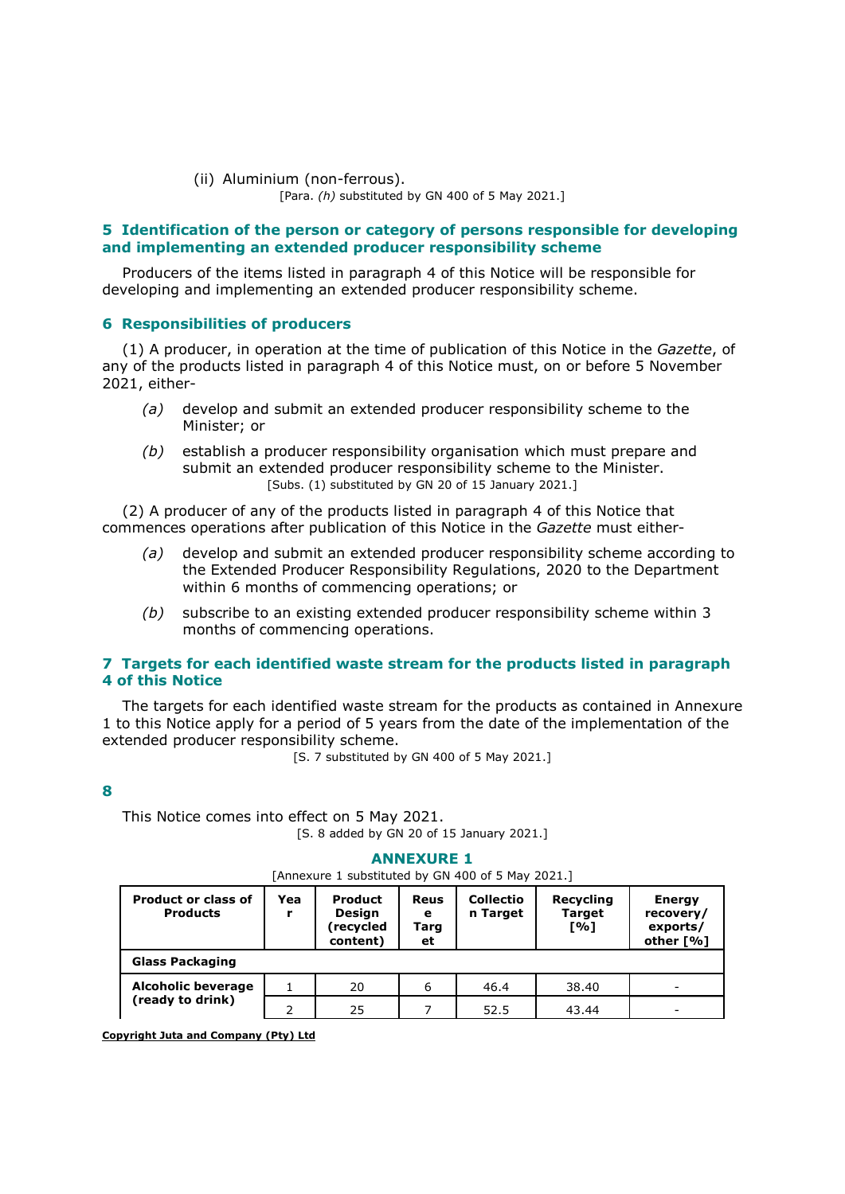(ii) Aluminium (non-ferrous).

[Para. *(h)* substituted by GN 400 of 5 May 2021.]

## 5 Identification of the person or category of persons responsible for developing and implementing an extended producer responsibility scheme

Producers of the items listed in paragraph 4 of this Notice will be responsible for developing and implementing an extended producer responsibility scheme.

## 6 Responsibilities of producers

(1) A producer, in operation at the time of publication of this Notice in the *Gazette*, of any of the products listed in paragraph 4 of this Notice must, on or before 5 November 2021, either-

*(a)* develop and submit an extended producer responsibility scheme to the Minister; or

*(b)* establish a producer responsibility organisation which must prepare and submit an extended producer responsibility scheme to the Minister.

[Subs. (1) substituted by GN 20 of 15 January 2021.]

(2) A producer of any of the products listed in paragraph 4 of this Notice that commences operations after publication of this Notice in the *Gazette* must either-

*(a)* develop and submit an extended producer responsibility scheme according to the Extended Producer Responsibility Regulations, 2020 to the Department within 6 months of commencing operations; or

*(b)* subscribe to an existing extended producer responsibility scheme within 3 months of commencing operations.

## 7 Targets for each identified waste stream for the products listed in paragraph 4 of this Notice

The targets for each identified waste stream for the products as contained in Annexure 1 to this Notice apply for a period of 5 years from the date of the implementation of the extended producer responsibility scheme.

[S. 7 substituted by GN 400 of 5 May 2021.]

## 8

This Notice comes into effect on 5 May 2021.

[S. 8 added by GN 20 of 15 January 2021.]

## ANNEXURE 1

[Annexure 1 substituted by GN 400 of 5 May 2021.]

| Product or class of Products | Year | Product Design (recycled content) | Reuse Target | Collection Target | Recycling Target [%] | Energy recovery/ exports/ other [%] |
|---|---|---|---|---|---|---|
| **Glass Packaging** | | | | | | |
| **Alcoholic beverage (ready to drink)** | 1 | 20 | 6 | 46.4 | 38.40 | - |
| | 2 | 25 | 7 | 52.5 | 43.44 | - |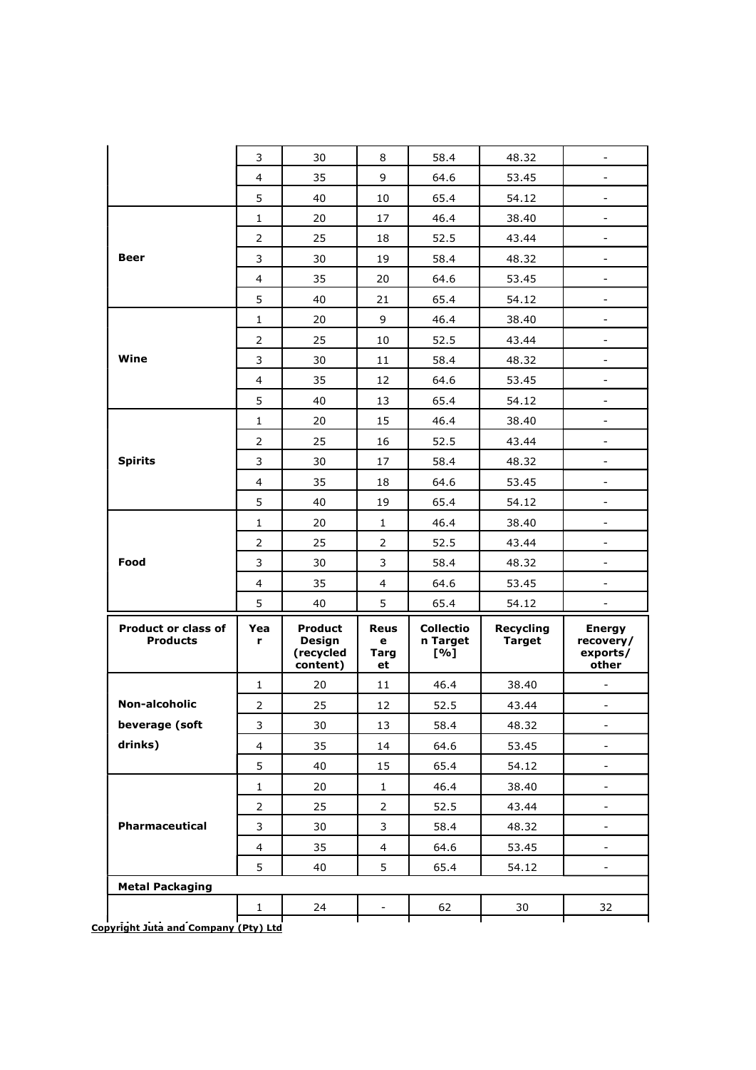| Product or class of Products | Year | Product Design (recycled content) | Reuse Target | Collection Target [%] | Recycling Target | Energy recovery/ exports/ other |
|---|---|---|---|---|---|---|
| | 3 | 30 | 8 | 58.4 | 48.32 | - |
| | 4 | 35 | 9 | 64.6 | 53.45 | - |
| | 5 | 40 | 10 | 65.4 | 54.12 | - |
| **Beer** | 1 | 20 | 17 | 46.4 | 38.40 | - |
| | 2 | 25 | 18 | 52.5 | 43.44 | - |
| | 3 | 30 | 19 | 58.4 | 48.32 | - |
| | 4 | 35 | 20 | 64.6 | 53.45 | - |
| | 5 | 40 | 21 | 65.4 | 54.12 | - |
| **Wine** | 1 | 20 | 9 | 46.4 | 38.40 | - |
| | 2 | 25 | 10 | 52.5 | 43.44 | - |
| | 3 | 30 | 11 | 58.4 | 48.32 | - |
| | 4 | 35 | 12 | 64.6 | 53.45 | - |
| | 5 | 40 | 13 | 65.4 | 54.12 | - |
| **Spirits** | 1 | 20 | 15 | 46.4 | 38.40 | - |
| | 2 | 25 | 16 | 52.5 | 43.44 | - |
| | 3 | 30 | 17 | 58.4 | 48.32 | - |
| | 4 | 35 | 18 | 64.6 | 53.45 | - |
| | 5 | 40 | 19 | 65.4 | 54.12 | - |
| **Food** | 1 | 20 | 1 | 46.4 | 38.40 | - |
| | 2 | 25 | 2 | 52.5 | 43.44 | - |
| | 3 | 30 | 3 | 58.4 | 48.32 | - |
| | 4 | 35 | 4 | 64.6 | 53.45 | - |
| | 5 | 40 | 5 | 65.4 | 54.12 | - |
| **Non-alcoholic beverage (soft drinks)** | 1 | 20 | 11 | 46.4 | 38.40 | - |
| | 2 | 25 | 12 | 52.5 | 43.44 | - |
| | 3 | 30 | 13 | 58.4 | 48.32 | - |
| | 4 | 35 | 14 | 64.6 | 53.45 | - |
| | 5 | 40 | 15 | 65.4 | 54.12 | - |
| **Pharmaceutical** | 1 | 20 | 1 | 46.4 | 38.40 | - |
| | 2 | 25 | 2 | 52.5 | 43.44 | - |
| | 3 | 30 | 3 | 58.4 | 48.32 | - |
| | 4 | 35 | 4 | 64.6 | 53.45 | - |
| | 5 | 40 | 5 | 65.4 | 54.12 | - |
| **Metal Packaging** | | | | | | |
| | 1 | 24 | - | 62 | 30 | 32 |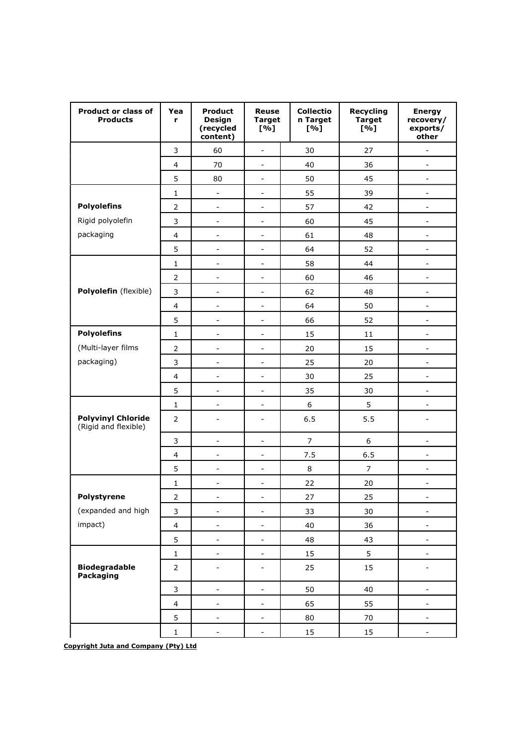| Product or class of Products | Year | Product Design (recycled content) | Reuse Target [%] | Collection Target [%] | Recycling Target [%] | Energy recovery/ exports/ other |
|---|---|---|---|---|---|---|
| | 3 | 60 | - | 30 | 27 | - |
| | 4 | 70 | - | 40 | 36 | - |
| | 5 | 80 | - | 50 | 45 | - |
| **Polyolefins** Rigid polyolefin packaging | 1 | - | - | 55 | 39 | - |
| | 2 | - | - | 57 | 42 | - |
| | 3 | - | - | 60 | 45 | - |
| | 4 | - | - | 61 | 48 | - |
| | 5 | - | - | 64 | 52 | - |
| **Polyolefin** (flexible) | 1 | - | - | 58 | 44 | - |
| | 2 | - | - | 60 | 46 | - |
| | 3 | - | - | 62 | 48 | - |
| | 4 | - | - | 64 | 50 | - |
| | 5 | - | - | 66 | 52 | - |
| **Polyolefins** (Multi-layer films packaging) | 1 | - | - | 15 | 11 | - |
| | 2 | - | - | 20 | 15 | - |
| | 3 | - | - | 25 | 20 | - |
| | 4 | - | - | 30 | 25 | - |
| | 5 | - | - | 35 | 30 | - |
| **Polyvinyl Chloride** (Rigid and flexible) | 1 | - | - | 6 | 5 | - |
| | 2 | - | - | 6.5 | 5.5 | - |
| | 3 | - | - | 7 | 6 | - |
| | 4 | - | - | 7.5 | 6.5 | - |
| | 5 | - | - | 8 | 7 | - |
| **Polystyrene** (expanded and high impact) | 1 | - | - | 22 | 20 | - |
| | 2 | - | - | 27 | 25 | - |
| | 3 | - | - | 33 | 30 | - |
| | 4 | - | - | 40 | 36 | - |
| | 5 | - | - | 48 | 43 | - |
| **Biodegradable Packaging** | 1 | - | - | 15 | 5 | - |
| | 2 | - | - | 25 | 15 | - |
| | 3 | - | - | 50 | 40 | - |
| | 4 | - | - | 65 | 55 | - |
| | 5 | - | - | 80 | 70 | - |
| | 1 | - | - | 15 | 15 | - |

**Copyright Juta and Company (Pty) Ltd**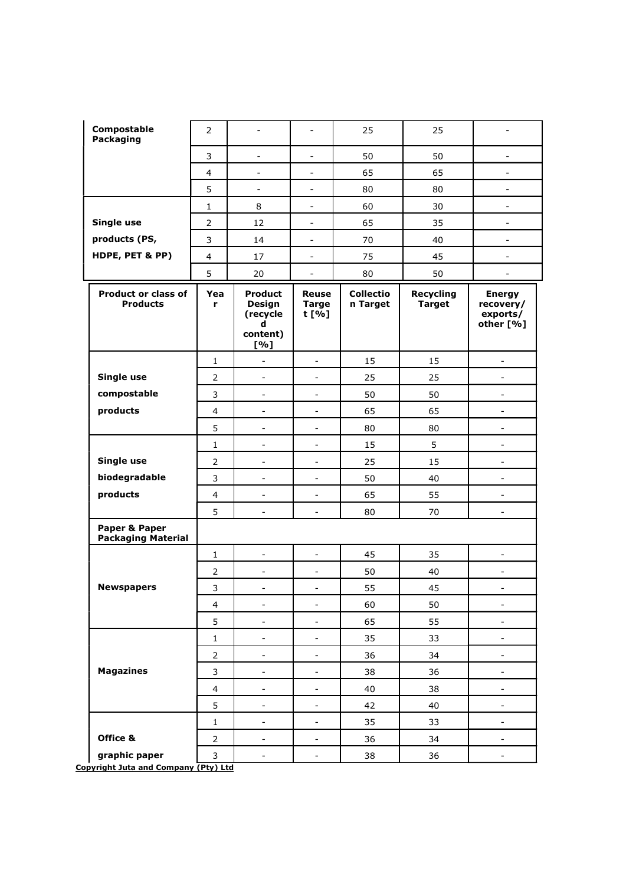| Product or class of Products | Year | Product Design (recycled content) [%] | Reuse Target [%] | Collection Target | Recycling Target | Energy recovery/ exports/ other [%] |
|---|---|---|---|---|---|---|
| Compostable Packaging | 2 | - | - | 25 | 25 | - |
| | 3 | - | - | 50 | 50 | - |
| | 4 | - | - | 65 | 65 | - |
| | 5 | - | - | 80 | 80 | - |
| Single use products (PS, HDPE, PET & PP) | 1 | 8 | - | 60 | 30 | - |
| | 2 | 12 | - | 65 | 35 | - |
| | 3 | 14 | - | 70 | 40 | - |
| | 4 | 17 | - | 75 | 45 | - |
| | 5 | 20 | - | 80 | 50 | - |
| Single use compostable products | 1 | - | - | 15 | 15 | - |
| | 2 | - | - | 25 | 25 | - |
| | 3 | - | - | 50 | 50 | - |
| | 4 | - | - | 65 | 65 | - |
| | 5 | - | - | 80 | 80 | - |
| Single use biodegradable products | 1 | - | - | 15 | 5 | - |
| | 2 | - | - | 25 | 15 | - |
| | 3 | - | - | 50 | 40 | - |
| | 4 | - | - | 65 | 55 | - |
| | 5 | - | - | 80 | 70 | - |
| **Paper & Paper Packaging Material** | | | | | | |
| Newspapers | 1 | - | - | 45 | 35 | - |
| | 2 | - | - | 50 | 40 | - |
| | 3 | - | - | 55 | 45 | - |
| | 4 | - | - | 60 | 50 | - |
| | 5 | - | - | 65 | 55 | - |
| Magazines | 1 | - | - | 35 | 33 | - |
| | 2 | - | - | 36 | 34 | - |
| | 3 | - | - | 38 | 36 | - |
| | 4 | - | - | 40 | 38 | - |
| | 5 | - | - | 42 | 40 | - |
| Office & graphic paper | 1 | - | - | 35 | 33 | - |
| | 2 | - | - | 36 | 34 | - |
| | 3 | - | - | 38 | 36 | - |

**Copyright Juta and Company (Pty) Ltd**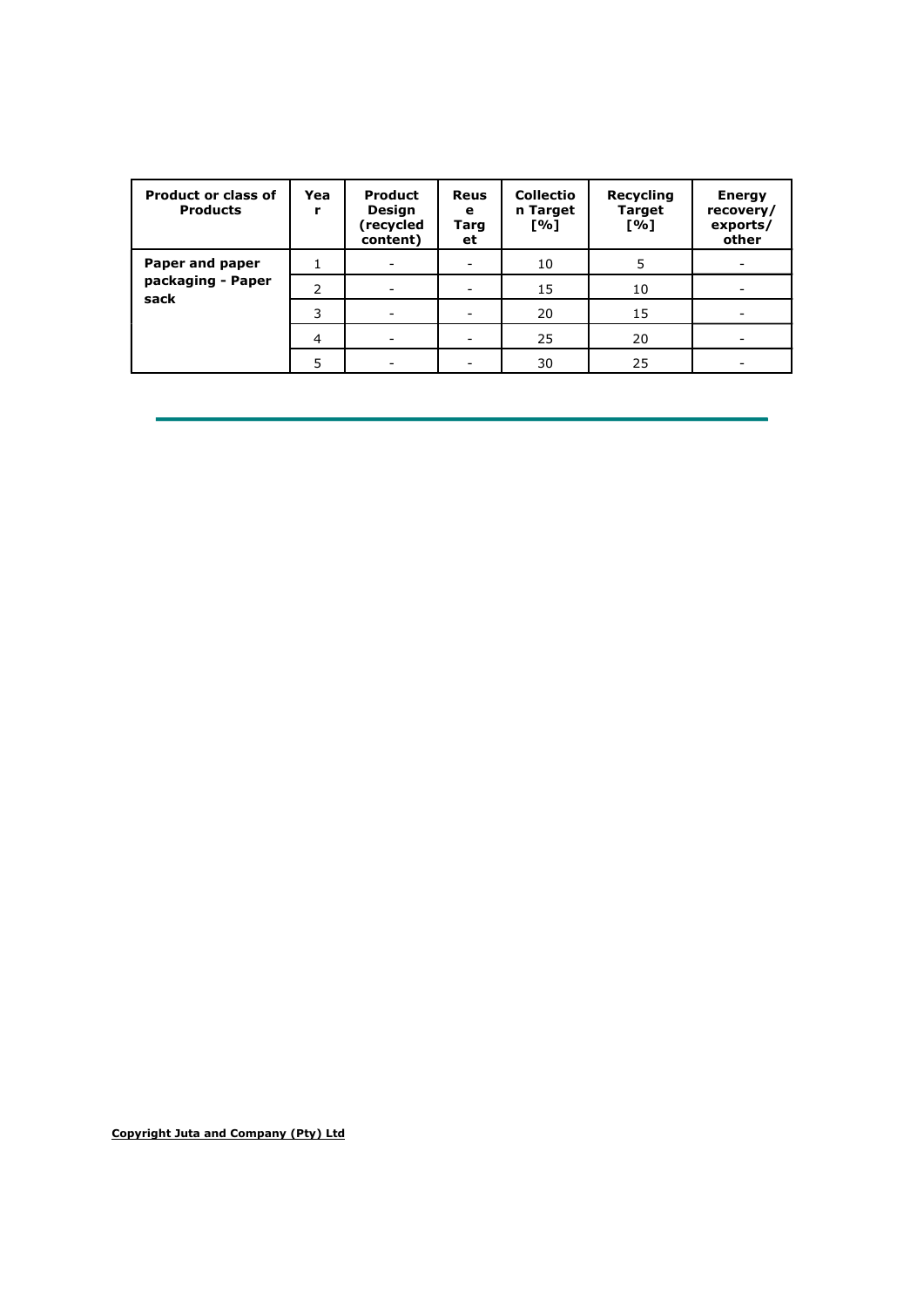| Product or class of Products | Year | Product Design (recycled content) | Reuse Target | Collection Target [%] | Recycling Target [%] | Energy recovery/ exports/ other |
|---|---|---|---|---|---|---|
| Paper and paper packaging - Paper sack | 1 | - | - | 10 | 5 | - |
| | 2 | - | - | 15 | 10 | - |
| | 3 | - | - | 20 | 15 | - |
| | 4 | - | - | 25 | 20 | - |
| | 5 | - | - | 30 | 25 | - |

**Copyright Juta and Company (Pty) Ltd**